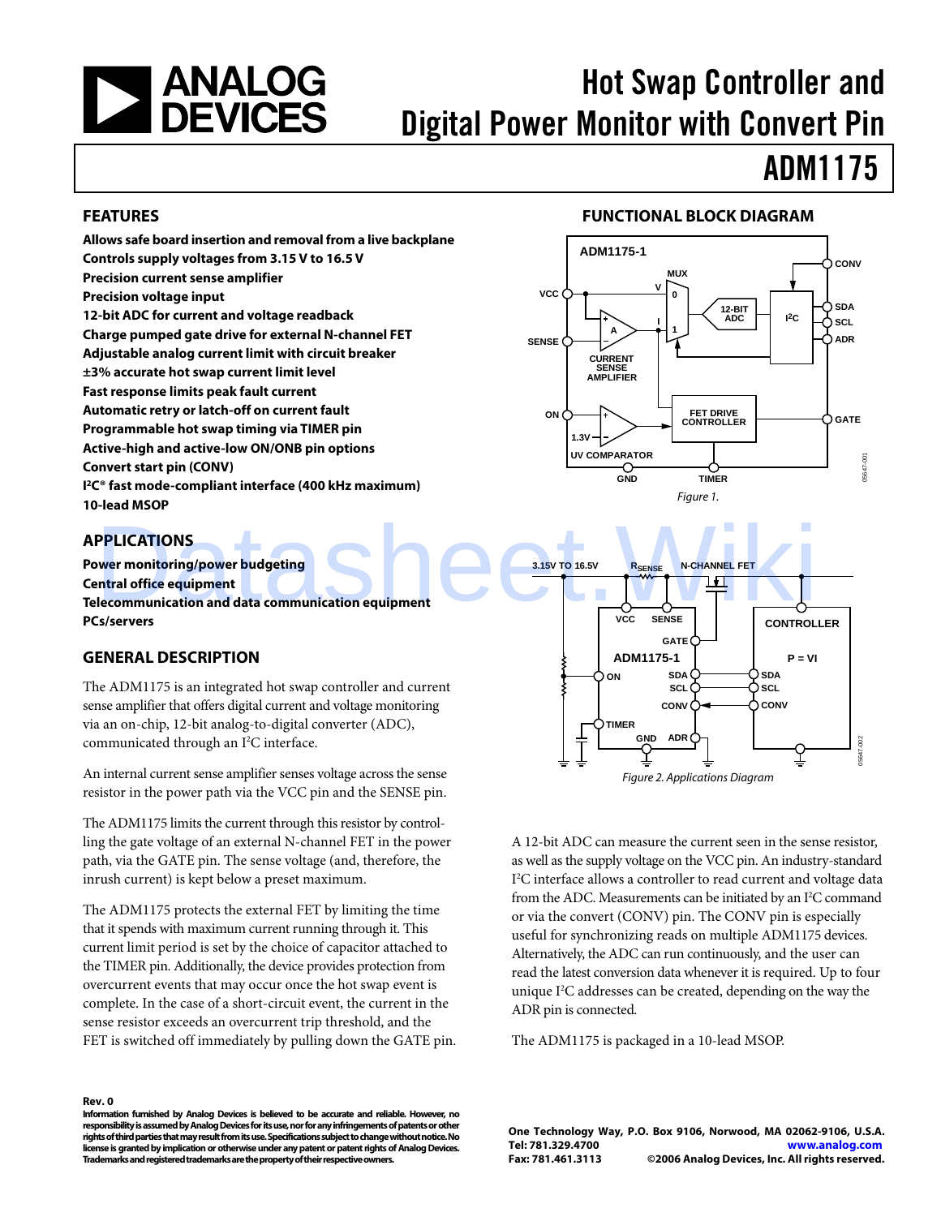# Hot Swap Controller and Digital Power Monitor with Convert Pin

# ADM1175

## FEATURES

**Allows safe board insertion and removal from a live backplane**
**Controls supply voltages from 3.15 V to 16.5 V**
**Precision current sense amplifier**
**Precision voltage input**
**12-bit ADC for current and voltage readback**
**Charge pumped gate drive for external N-channel FET**
**Adjustable analog current limit with circuit breaker**
**±3% accurate hot swap current limit level**
**Fast response limits peak fault current**
**Automatic retry or latch-off on current fault**
**Programmable hot swap timing via TIMER pin**
**Active-high and active-low ON/ONB pin options**
**Convert start pin (CONV)**
**I²C® fast mode-compliant interface (400 kHz maximum)**
**10-lead MSOP**

## APPLICATIONS

**Power monitoring/power budgeting**
**Central office equipment**
**Telecommunication and data communication equipment**
**PCs/servers**

## GENERAL DESCRIPTION

The ADM1175 is an integrated hot swap controller and current sense amplifier that offers digital current and voltage monitoring via an on-chip, 12-bit analog-to-digital converter (ADC), communicated through an I²C interface.

An internal current sense amplifier senses voltage across the sense resistor in the power path via the VCC pin and the SENSE pin.

The ADM1175 limits the current through this resistor by controlling the gate voltage of an external N-channel FET in the power path, via the GATE pin. The sense voltage (and, therefore, the inrush current) is kept below a preset maximum.

The ADM1175 protects the external FET by limiting the time that it spends with maximum current running through it. This current limit period is set by the choice of capacitor attached to the TIMER pin. Additionally, the device provides protection from overcurrent events that may occur once the hot swap event is complete. In the case of a short-circuit event, the current in the sense resistor exceeds an overcurrent trip threshold, and the FET is switched off immediately by pulling down the GATE pin.

## FUNCTIONAL BLOCK DIAGRAM

Figure 1.

Figure 2. Applications Diagram

A 12-bit ADC can measure the current seen in the sense resistor, as well as the supply voltage on the VCC pin. An industry-standard I²C interface allows a controller to read current and voltage data from the ADC. Measurements can be initiated by an I²C command or via the convert (CONV) pin. The CONV pin is especially useful for synchronizing reads on multiple ADM1175 devices. Alternatively, the ADC can run continuously, and the user can read the latest conversion data whenever it is required. Up to four unique I²C addresses can be created, depending on the way the ADR pin is connected.

The ADM1175 is packaged in a 10-lead MSOP.

**Rev. 0**
**Information furnished by Analog Devices is believed to be accurate and reliable. However, no responsibility is assumed by Analog Devices for its use, nor for any infringements of patents or other rights of third parties that may result from its use. Specifications subject to change without notice. No license is granted by implication or otherwise under any patent or patent rights of Analog Devices. Trademarks and registered trademarks are the property of their respective owners.**

**One Technology Way, P.O. Box 9106, Norwood, MA 02062-9106, U.S.A.**
**Tel: 781.329.4700 www.analog.com**
**Fax: 781.461.3113 ©2006 Analog Devices, Inc. All rights reserved.**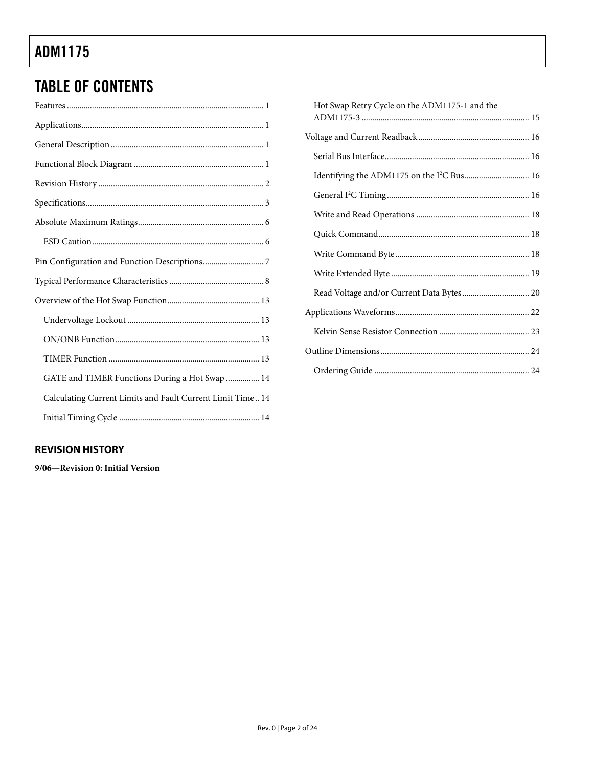## TABLE OF CONTENTS

Features ............................................................................................ 1

Applications...................................................................................... 1

General Description ........................................................................ 1

Functional Block Diagram ............................................................. 1

Revision History .............................................................................. 2

Specifications.................................................................................... 3

Absolute Maximum Ratings............................................................ 6

  ESD Caution.................................................................................. 6

Pin Configuration and Function Descriptions............................. 7

Typical Performance Characteristics ............................................. 8

Overview of the Hot Swap Function............................................ 13

  Undervoltage Lockout ............................................................... 13

  ON/ONB Function..................................................................... 13

  TIMER Function ........................................................................ 13

  GATE and TIMER Functions During a Hot Swap ................ 14

  Calculating Current Limits and Fault Current Limit Time.. 14

  Initial Timing Cycle ................................................................... 14

  Hot Swap Retry Cycle on the ADM1175-1 and the ADM1175-3 ................................................................................ 15

Voltage and Current Readback..................................................... 16

  Serial Bus Interface..................................................................... 16

  Identifying the ADM1175 on the I²C Bus............................... 16

  General I²C Timing.................................................................... 16

  Write and Read Operations ...................................................... 18

  Quick Command........................................................................ 18

  Write Command Byte................................................................ 18

  Write Extended Byte .................................................................. 19

  Read Voltage and/or Current Data Bytes................................ 20

Applications Waveforms................................................................ 22

  Kelvin Sense Resistor Connection ........................................... 23

Outline Dimensions ....................................................................... 24

  Ordering Guide .......................................................................... 24

### REVISION HISTORY

**9/06—Revision 0: Initial Version**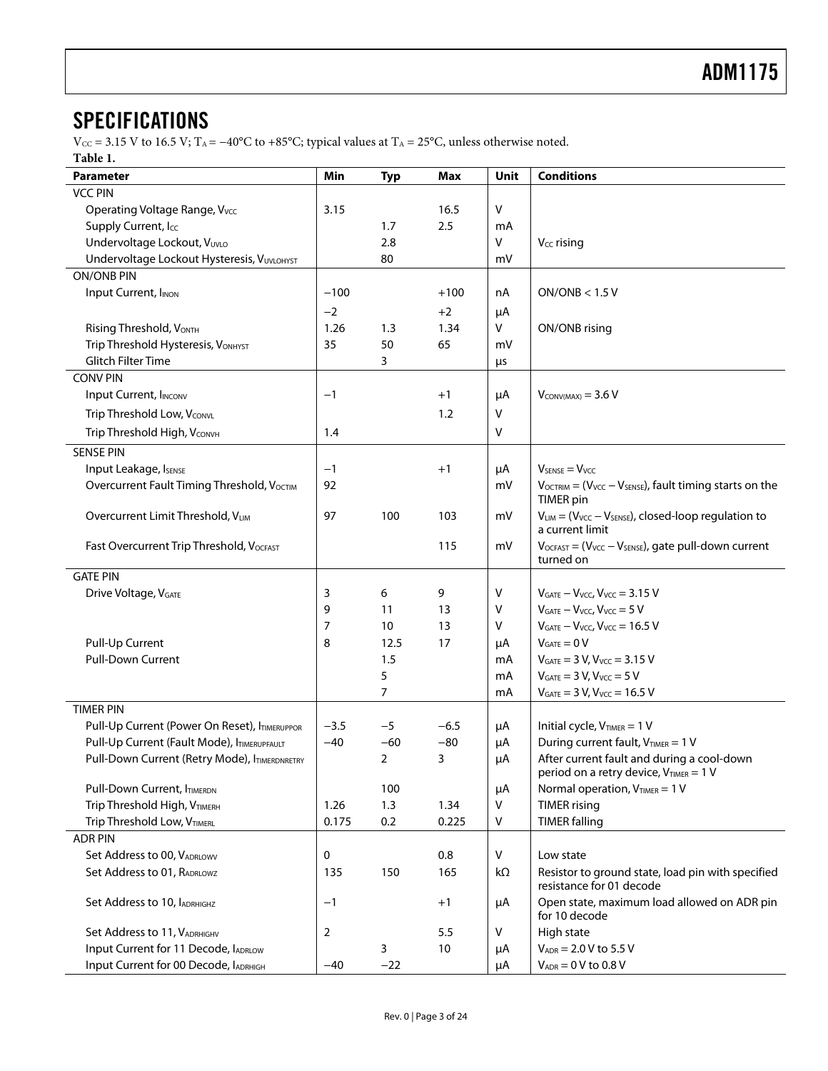## SPECIFICATIONS

$V_{CC}$ = 3.15 V to 16.5 V; $T_A$ = −40°C to +85°C; typical values at $T_A$ = 25°C, unless otherwise noted.

**Table 1.**

| Parameter | Min | Typ | Max | Unit | Conditions |
|---|---|---|---|---|---|
| VCC PIN | | | | | |
| Operating Voltage Range, $V_{VCC}$ | 3.15 | | 16.5 | V | |
| Supply Current, $I_{CC}$ | | 1.7 | 2.5 | mA | |
| Undervoltage Lockout, $V_{UVLO}$ | | 2.8 | | V | $V_{CC}$ rising |
| Undervoltage Lockout Hysteresis, $V_{UVLOHYST}$ | | 80 | | mV | |
| ON/ONB PIN | | | | | |
| Input Current, $I_{INON}$ | −100 | | +100 | nA | ON/ONB < 1.5 V |
| | −2 | | +2 | μA | |
| Rising Threshold, $V_{ONTH}$ | 1.26 | 1.3 | 1.34 | V | ON/ONB rising |
| Trip Threshold Hysteresis, $V_{ONHYST}$ | 35 | 50 | 65 | mV | |
| Glitch Filter Time | | 3 | | μs | |
| CONV PIN | | | | | |
| Input Current, $I_{INCONV}$ | −1 | | +1 | μA | $V_{CONV(MAX)}$ = 3.6 V |
| Trip Threshold Low, $V_{CONVL}$ | | | 1.2 | V | |
| Trip Threshold High, $V_{CONVH}$ | 1.4 | | | V | |
| SENSE PIN | | | | | |
| Input Leakage, $I_{SENSE}$ | −1 | | +1 | μA | $V_{SENSE}$ = $V_{VCC}$ |
| Overcurrent Fault Timing Threshold, $V_{OCTIM}$ | 92 | | | mV | $V_{OCTRIM}$ = ($V_{VCC}$ − $V_{SENSE}$), fault timing starts on the TIMER pin |
| Overcurrent Limit Threshold, $V_{LIM}$ | 97 | 100 | 103 | mV | $V_{LIM}$ = ($V_{VCC}$ − $V_{SENSE}$), closed-loop regulation to a current limit |
| Fast Overcurrent Trip Threshold, $V_{OCFAST}$ | | | 115 | mV | $V_{OCFAST}$ = ($V_{VCC}$ − $V_{SENSE}$), gate pull-down current turned on |
| GATE PIN | | | | | |
| Drive Voltage, $V_{GATE}$ | 3 | 6 | 9 | V | $V_{GATE}$ − $V_{VCC}$, $V_{VCC}$ = 3.15 V |
| | 9 | 11 | 13 | V | $V_{GATE}$ − $V_{VCC}$, $V_{VCC}$ = 5 V |
| | 7 | 10 | 13 | V | $V_{GATE}$ − $V_{VCC}$, $V_{VCC}$ = 16.5 V |
| Pull-Up Current | 8 | 12.5 | 17 | μA | $V_{GATE}$ = 0 V |
| Pull-Down Current | | 1.5 | | mA | $V_{GATE}$ = 3 V, $V_{VCC}$ = 3.15 V |
| | | 5 | | mA | $V_{GATE}$ = 3 V, $V_{VCC}$ = 5 V |
| | | 7 | | mA | $V_{GATE}$ = 3 V, $V_{VCC}$ = 16.5 V |
| TIMER PIN | | | | | |
| Pull-Up Current (Power On Reset), $I_{TIMERUPPOR}$ | −3.5 | −5 | −6.5 | μA | Initial cycle, $V_{TIMER}$ = 1 V |
| Pull-Up Current (Fault Mode), $I_{TIMERUPFAULT}$ | −40 | −60 | −80 | μA | During current fault, $V_{TIMER}$ = 1 V |
| Pull-Down Current (Retry Mode), $I_{TIMERDNRETRY}$ | | 2 | 3 | μA | After current fault and during a cool-down period on a retry device, $V_{TIMER}$ = 1 V |
| Pull-Down Current, $I_{TIMERDN}$ | | 100 | | μA | Normal operation, $V_{TIMER}$ = 1 V |
| Trip Threshold High, $V_{TIMERH}$ | 1.26 | 1.3 | 1.34 | V | TIMER rising |
| Trip Threshold Low, $V_{TIMERL}$ | 0.175 | 0.2 | 0.225 | V | TIMER falling |
| ADR PIN | | | | | |
| Set Address to 00, $V_{ADRLOWV}$ | 0 | | 0.8 | V | Low state |
| Set Address to 01, $R_{ADRLOWZ}$ | 135 | 150 | 165 | kΩ | Resistor to ground state, load pin with specified resistance for 01 decode |
| Set Address to 10, $I_{ADRHIGHZ}$ | −1 | | +1 | μA | Open state, maximum load allowed on ADR pin for 10 decode |
| Set Address to 11, $V_{ADRHIGHV}$ | 2 | | 5.5 | V | High state |
| Input Current for 11 Decode, $I_{ADRLOW}$ | | 3 | 10 | μA | $V_{ADR}$ = 2.0 V to 5.5 V |
| Input Current for 00 Decode, $I_{ADRHIGH}$ | −40 | −22 | | μA | $V_{ADR}$ = 0 V to 0.8 V |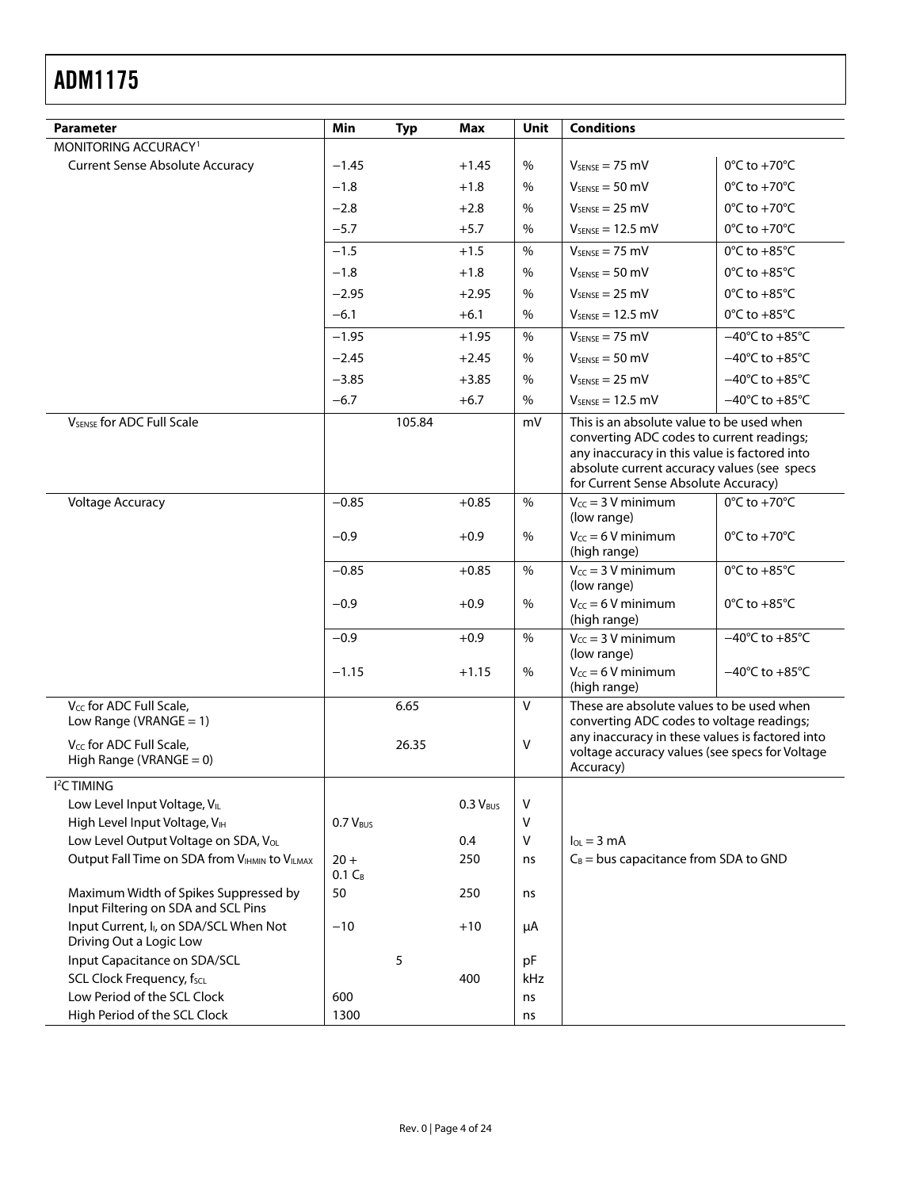| Parameter | Min | Typ | Max | Unit | Conditions | |
|---|---|---|---|---|---|---|
| MONITORING ACCURACY[1] | | | | | | |
| Current Sense Absolute Accuracy | −1.45 | | +1.45 | % | $V_{SENSE}$ = 75 mV | 0°C to +70°C |
| | −1.8 | | +1.8 | % | $V_{SENSE}$ = 50 mV | 0°C to +70°C |
| | −2.8 | | +2.8 | % | $V_{SENSE}$ = 25 mV | 0°C to +70°C |
| | −5.7 | | +5.7 | % | $V_{SENSE}$ = 12.5 mV | 0°C to +70°C |
| | −1.5 | | +1.5 | % | $V_{SENSE}$ = 75 mV | 0°C to +85°C |
| | −1.8 | | +1.8 | % | $V_{SENSE}$ = 50 mV | 0°C to +85°C |
| | −2.95 | | +2.95 | % | $V_{SENSE}$ = 25 mV | 0°C to +85°C |
| | −6.1 | | +6.1 | % | $V_{SENSE}$ = 12.5 mV | 0°C to +85°C |
| | −1.95 | | +1.95 | % | $V_{SENSE}$ = 75 mV | −40°C to +85°C |
| | −2.45 | | +2.45 | % | $V_{SENSE}$ = 50 mV | −40°C to +85°C |
| | −3.85 | | +3.85 | % | $V_{SENSE}$ = 25 mV | −40°C to +85°C |
| | −6.7 | | +6.7 | % | $V_{SENSE}$ = 12.5 mV | −40°C to +85°C |
| $V_{SENSE}$ for ADC Full Scale | | 105.84 | | mV | This is an absolute value to be used when converting ADC codes to current readings; any inaccuracy in this value is factored into absolute current accuracy values (see specs for Current Sense Absolute Accuracy) | |
| Voltage Accuracy | −0.85 | | +0.85 | % | $V_{CC}$ = 3 V minimum (low range) | 0°C to +70°C |
| | −0.9 | | +0.9 | % | $V_{CC}$ = 6 V minimum (high range) | 0°C to +70°C |
| | −0.85 | | +0.85 | % | $V_{CC}$ = 3 V minimum (low range) | 0°C to +85°C |
| | −0.9 | | +0.9 | % | $V_{CC}$ = 6 V minimum (high range) | 0°C to +85°C |
| | −0.9 | | +0.9 | % | $V_{CC}$ = 3 V minimum (low range) | −40°C to +85°C |
| | −1.15 | | +1.15 | % | $V_{CC}$ = 6 V minimum (high range) | −40°C to +85°C |
| $V_{CC}$ for ADC Full Scale, Low Range (VRANGE = 1) | | 6.65 | | V | These are absolute values to be used when converting ADC codes to voltage readings; any inaccuracy in these values is factored into voltage accuracy values (see specs for Voltage Accuracy) | |
| $V_{CC}$ for ADC Full Scale, High Range (VRANGE = 0) | | 26.35 | | V | | |
| I²C TIMING | | | | | | |
| Low Level Input Voltage, $V_{IL}$ | | | 0.3 $V_{BUS}$ | V | | |
| High Level Input Voltage, $V_{IH}$ | 0.7 $V_{BUS}$ | | | V | | |
| Low Level Output Voltage on SDA, $V_{OL}$ | | | 0.4 | V | $I_{OL}$ = 3 mA | |
| Output Fall Time on SDA from $V_{IHMIN}$ to $V_{ILMAX}$ | 20 + 0.1 $C_B$ | | 250 | ns | $C_B$ = bus capacitance from SDA to GND | |
| Maximum Width of Spikes Suppressed by Input Filtering on SDA and SCL Pins | 50 | | 250 | ns | | |
| Input Current, $I_I$, on SDA/SCL When Not Driving Out a Logic Low | −10 | | +10 | μA | | |
| Input Capacitance on SDA/SCL | | 5 | | pF | | |
| SCL Clock Frequency, $f_{SCL}$ | | | 400 | kHz | | |
| Low Period of the SCL Clock | 600 | | | ns | | |
| High Period of the SCL Clock | 1300 | | | ns | | |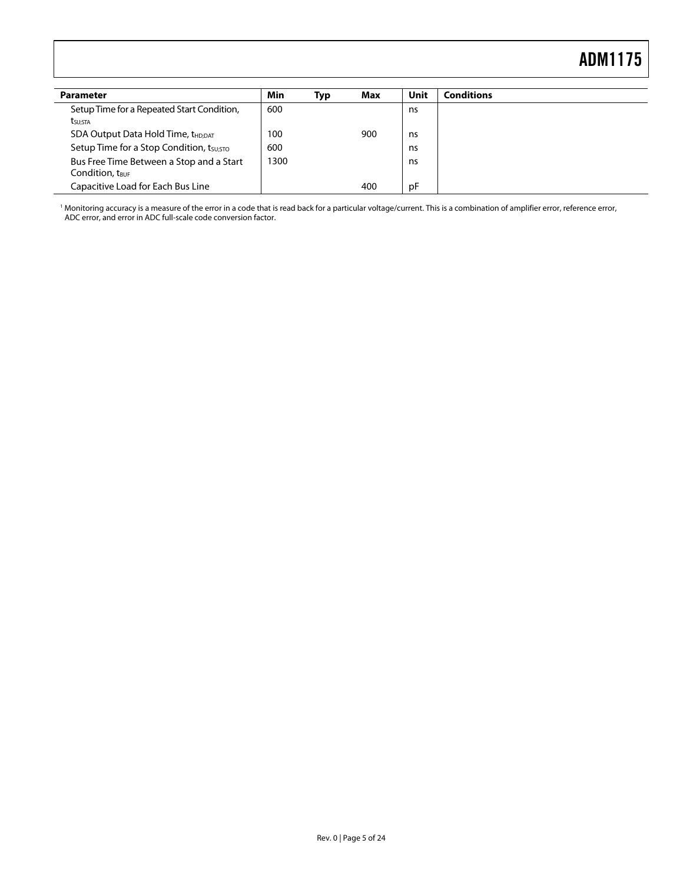| Parameter | Min | Typ | Max | Unit | Conditions |
|---|---|---|---|---|---|
| Setup Time for a Repeated Start Condition, $t_{SU;STA}$ | 600 | | | ns | |
| SDA Output Data Hold Time, $t_{HD;DAT}$ | 100 | | 900 | ns | |
| Setup Time for a Stop Condition, $t_{SU;STO}$ | 600 | | | ns | |
| Bus Free Time Between a Stop and a Start Condition, $t_{BUF}$ | 1300 | | | ns | |
| Capacitive Load for Each Bus Line | | | 400 | pF | |

[1] Monitoring accuracy is a measure of the error in a code that is read back for a particular voltage/current. This is a combination of amplifier error, reference error, ADC error, and error in ADC full-scale code conversion factor.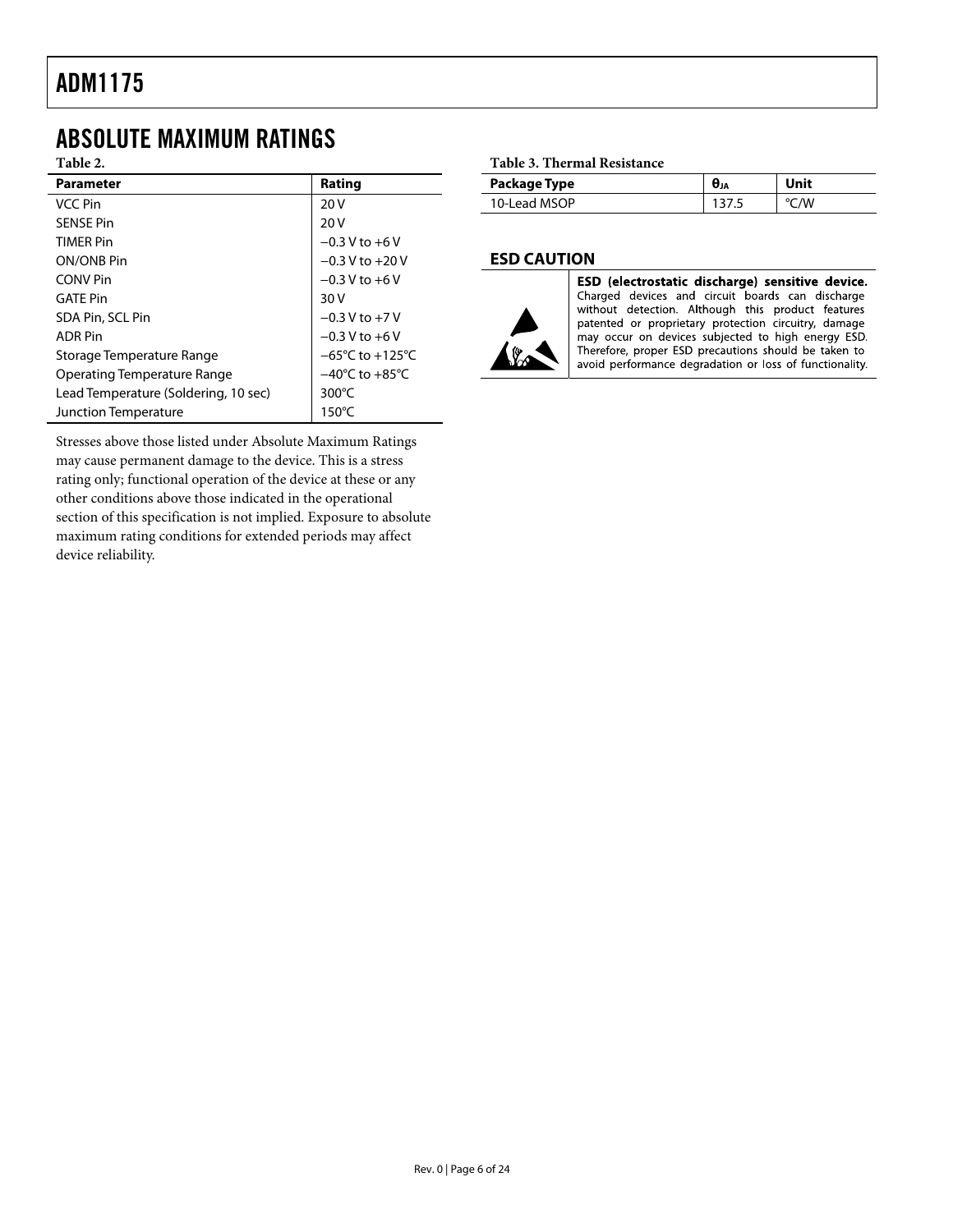## ABSOLUTE MAXIMUM RATINGS

Table 2.

| Parameter | Rating |
|---|---|
| VCC Pin | 20 V |
| SENSE Pin | 20 V |
| TIMER Pin | −0.3 V to +6 V |
| ON/ONB Pin | −0.3 V to +20 V |
| CONV Pin | −0.3 V to +6 V |
| GATE Pin | 30 V |
| SDA Pin, SCL Pin | −0.3 V to +7 V |
| ADR Pin | −0.3 V to +6 V |
| Storage Temperature Range | −65°C to +125°C |
| Operating Temperature Range | −40°C to +85°C |
| Lead Temperature (Soldering, 10 sec) | 300°C |
| Junction Temperature | 150°C |

Stresses above those listed under Absolute Maximum Ratings may cause permanent damage to the device. This is a stress rating only; functional operation of the device at these or any other conditions above those indicated in the operational section of this specification is not implied. Exposure to absolute maximum rating conditions for extended periods may affect device reliability.

Table 3. Thermal Resistance

| Package Type | $\theta_{JA}$ | Unit |
|---|---|---|
| 10-Lead MSOP | 137.5 | °C/W |

### ESD CAUTION

**ESD (electrostatic discharge) sensitive device.** Charged devices and circuit boards can discharge without detection. Although this product features patented or proprietary protection circuitry, damage may occur on devices subjected to high energy ESD. Therefore, proper ESD precautions should be taken to avoid performance degradation or loss of functionality.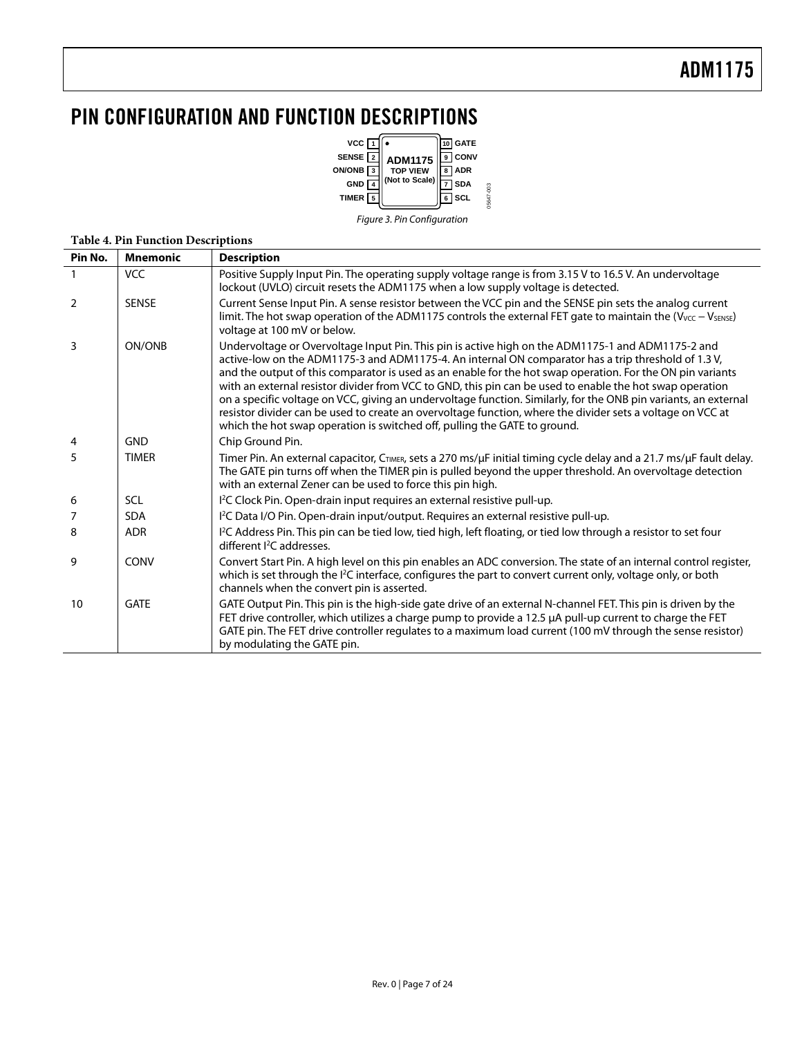# PIN CONFIGURATION AND FUNCTION DESCRIPTIONS

Figure 3. Pin Configuration

**Table 4. Pin Function Descriptions**

| Pin No. | Mnemonic | Description |
|---|---|---|
| 1 | VCC | Positive Supply Input Pin. The operating supply voltage range is from 3.15 V to 16.5 V. An undervoltage lockout (UVLO) circuit resets the ADM1175 when a low supply voltage is detected. |
| 2 | SENSE | Current Sense Input Pin. A sense resistor between the VCC pin and the SENSE pin sets the analog current limit. The hot swap operation of the ADM1175 controls the external FET gate to maintain the ($V_{VCC} – V_{SENSE}$) voltage at 100 mV or below. |
| 3 | ON/ONB | Undervoltage or Overvoltage Input Pin. This pin is active high on the ADM1175-1 and ADM1175-2 and active-low on the ADM1175-3 and ADM1175-4. An internal ON comparator has a trip threshold of 1.3 V, and the output of this comparator is used as an enable for the hot swap operation. For the ON pin variants with an external resistor divider from VCC to GND, this pin can be used to enable the hot swap operation on a specific voltage on VCC, giving an undervoltage function. Similarly, for the ONB pin variants, an external resistor divider can be used to create an overvoltage function, where the divider sets a voltage on VCC at which the hot swap operation is switched off, pulling the GATE to ground. |
| 4 | GND | Chip Ground Pin. |
| 5 | TIMER | Timer Pin. An external capacitor, $C_{TIMER}$, sets a 270 ms/µF initial timing cycle delay and a 21.7 ms/µF fault delay. The GATE pin turns off when the TIMER pin is pulled beyond the upper threshold. An overvoltage detection with an external Zener can be used to force this pin high. |
| 6 | SCL | I²C Clock Pin. Open-drain input requires an external resistive pull-up. |
| 7 | SDA | I²C Data I/O Pin. Open-drain input/output. Requires an external resistive pull-up. |
| 8 | ADR | I²C Address Pin. This pin can be tied low, tied high, left floating, or tied low through a resistor to set four different I²C addresses. |
| 9 | CONV | Convert Start Pin. A high level on this pin enables an ADC conversion. The state of an internal control register, which is set through the I²C interface, configures the part to convert current only, voltage only, or both channels when the convert pin is asserted. |
| 10 | GATE | GATE Output Pin. This pin is the high-side gate drive of an external N-channel FET. This pin is driven by the FET drive controller, which utilizes a charge pump to provide a 12.5 µA pull-up current to charge the FET GATE pin. The FET drive controller regulates to a maximum load current (100 mV through the sense resistor) by modulating the GATE pin. |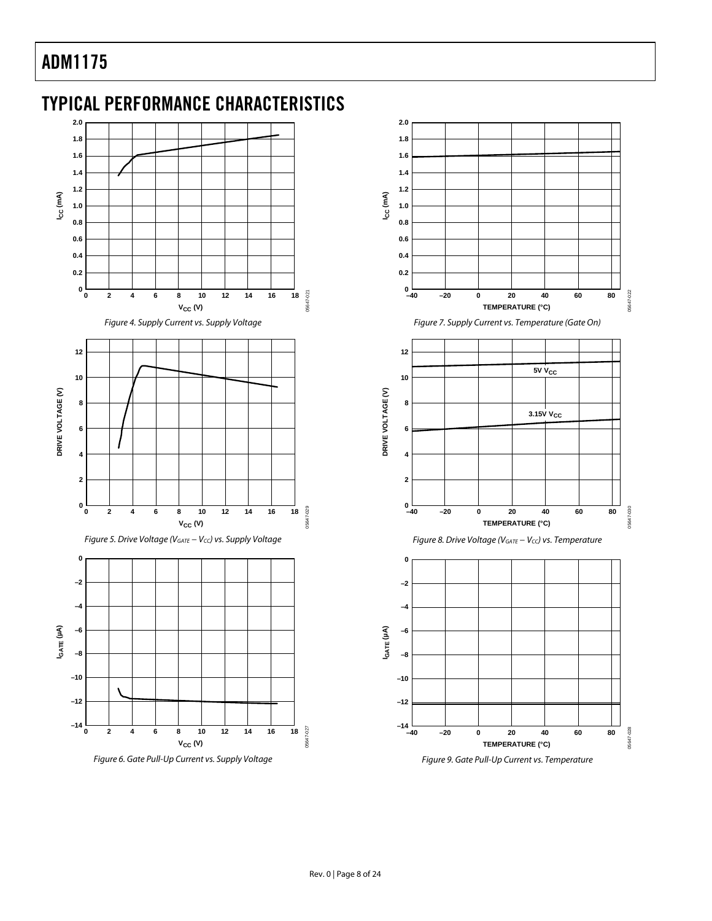## TYPICAL PERFORMANCE CHARACTERISTICS

Figure 4. Supply Current vs. Supply Voltage

Figure 5. Drive Voltage ($V_{GATE} - V_{CC}$) vs. Supply Voltage

Figure 6. Gate Pull-Up Current vs. Supply Voltage

Figure 7. Supply Current vs. Temperature (Gate On)

Figure 8. Drive Voltage ($V_{GATE} - V_{CC}$) vs. Temperature

Figure 9. Gate Pull-Up Current vs. Temperature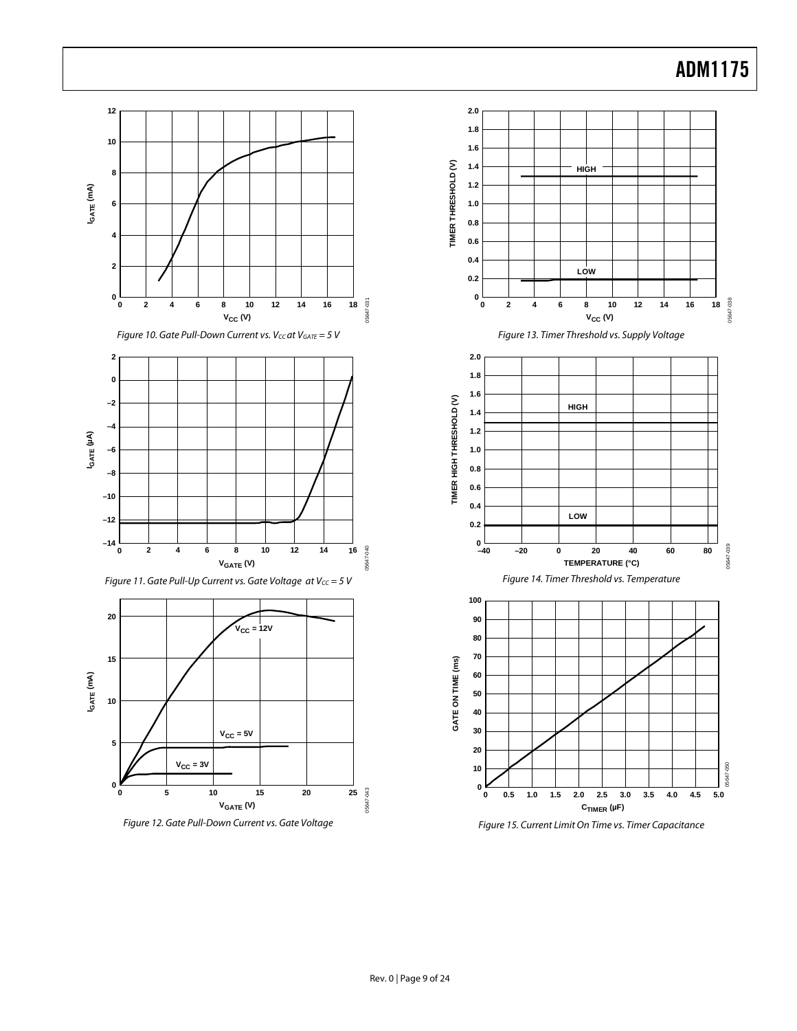Figure 10. Gate Pull-Down Current vs. $V_{CC}$ at $V_{GATE}$ = 5 V

Figure 11. Gate Pull-Up Current vs. Gate Voltage at $V_{CC}$ = 5 V

Figure 12. Gate Pull-Down Current vs. Gate Voltage

Figure 13. Timer Threshold vs. Supply Voltage

Figure 14. Timer Threshold vs. Temperature

Figure 15. Current Limit On Time vs. Timer Capacitance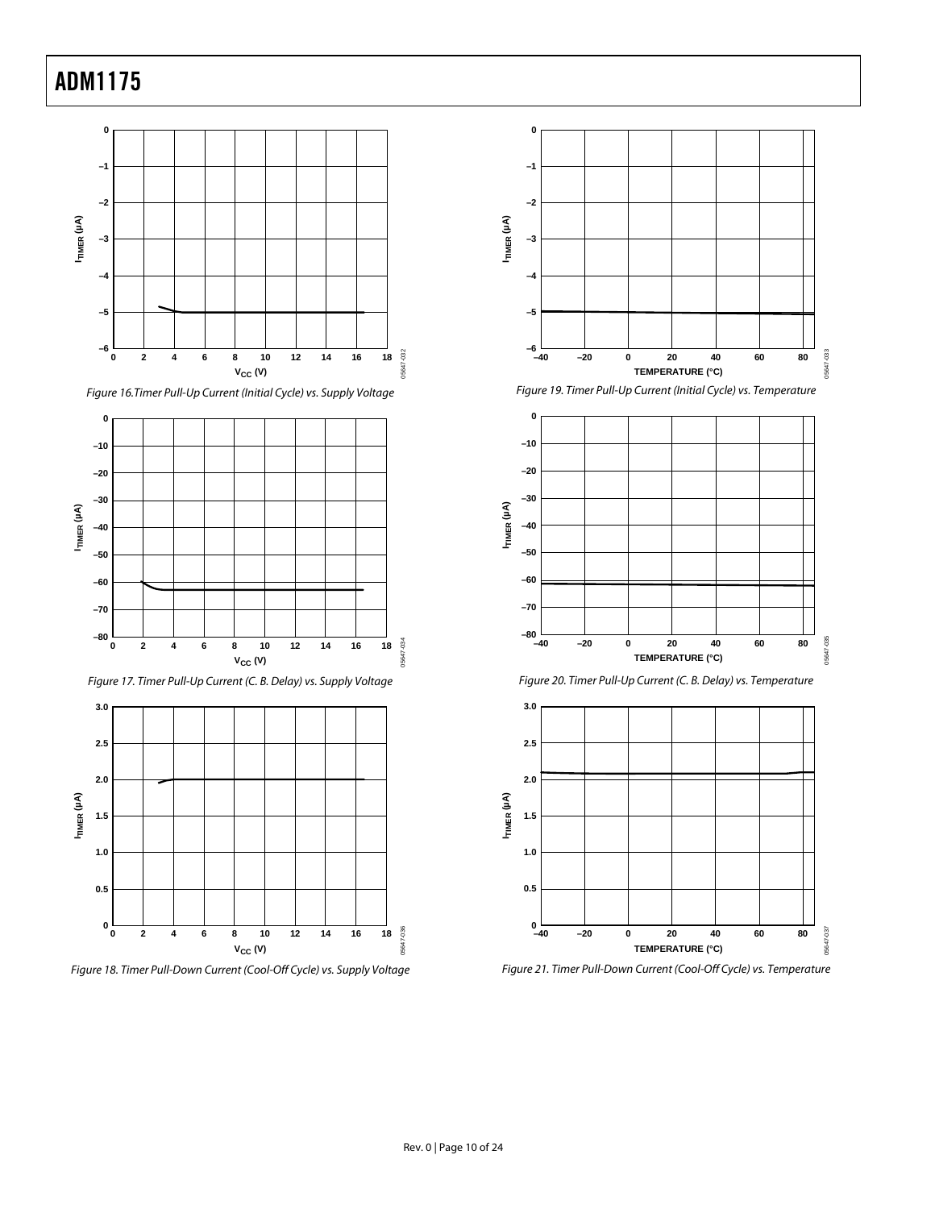Figure 16.Timer Pull-Up Current (Initial Cycle) vs. Supply Voltage

Figure 17. Timer Pull-Up Current (C. B. Delay) vs. Supply Voltage

Figure 18. Timer Pull-Down Current (Cool-Off Cycle) vs. Supply Voltage

Figure 19. Timer Pull-Up Current (Initial Cycle) vs. Temperature

Figure 20. Timer Pull-Up Current (C. B. Delay) vs. Temperature

Figure 21. Timer Pull-Down Current (Cool-Off Cycle) vs. Temperature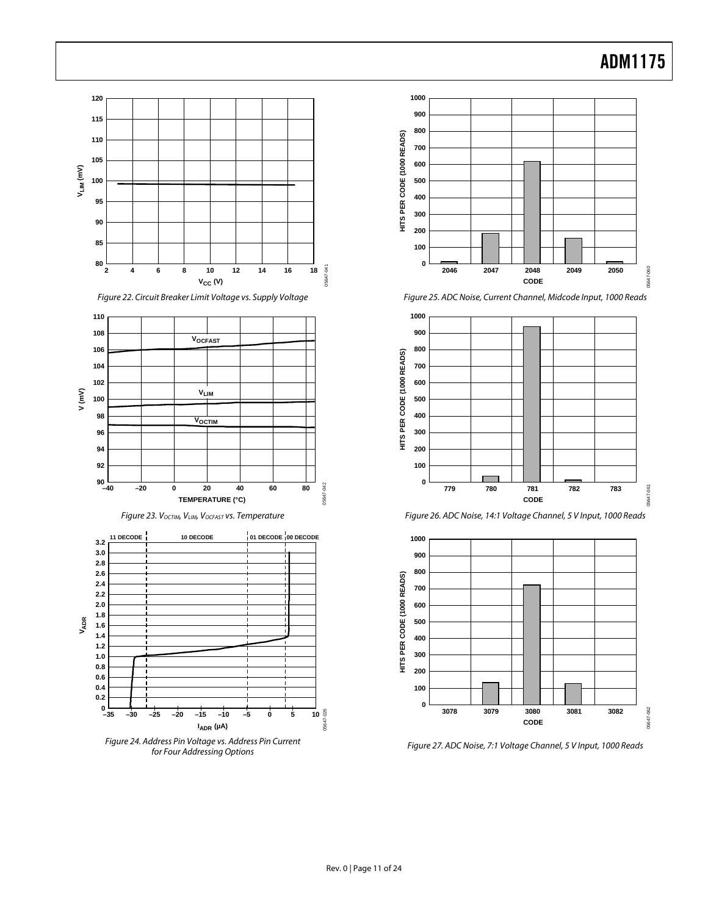Figure 22. Circuit Breaker Limit Voltage vs. Supply Voltage

Figure 23. $V_{OCTIM}$, $V_{LIM}$, $V_{OCFAST}$ vs. Temperature

Figure 24. Address Pin Voltage vs. Address Pin Current for Four Addressing Options

Figure 25. ADC Noise, Current Channel, Midcode Input, 1000 Reads

Figure 26. ADC Noise, 14:1 Voltage Channel, 5 V Input, 1000 Reads

Figure 27. ADC Noise, 7:1 Voltage Channel, 5 V Input, 1000 Reads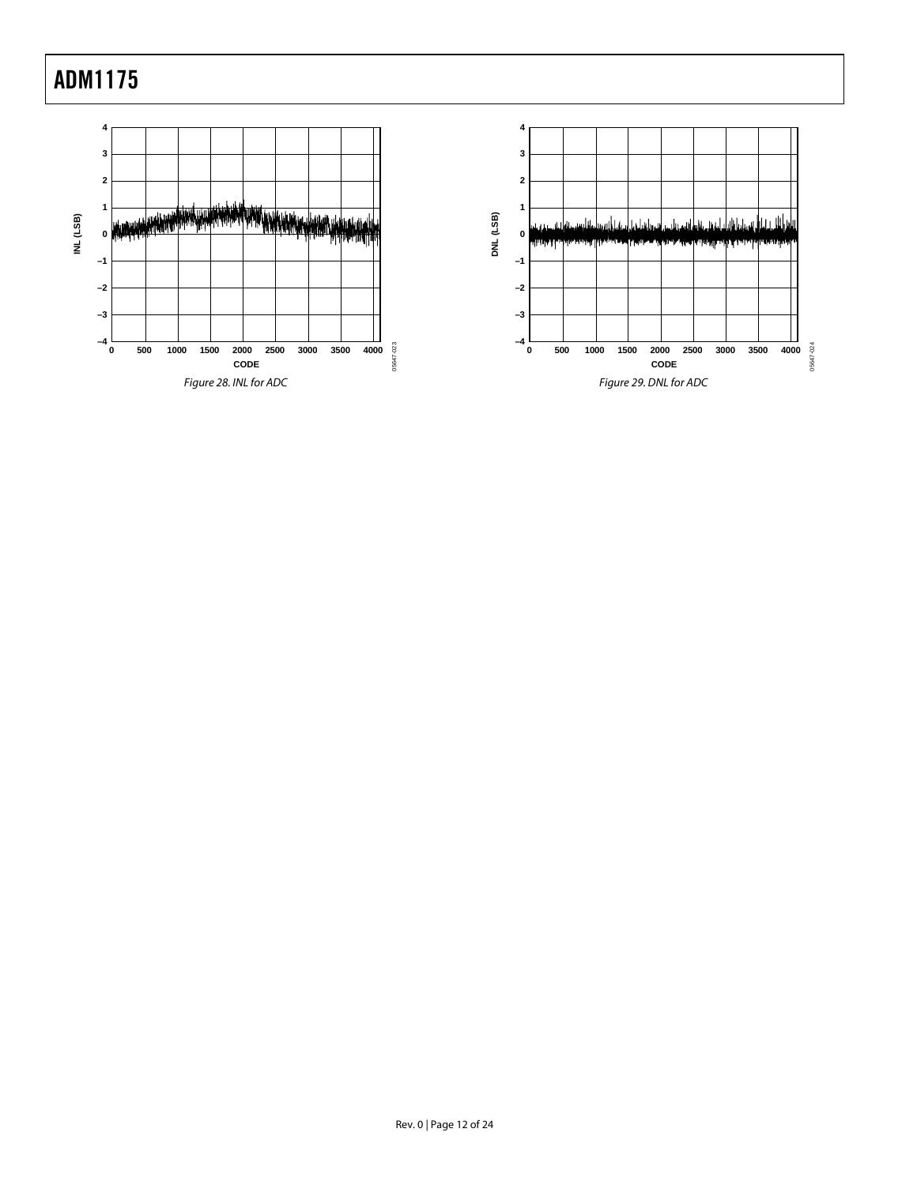Figure 28. INL for ADC

Figure 29. DNL for ADC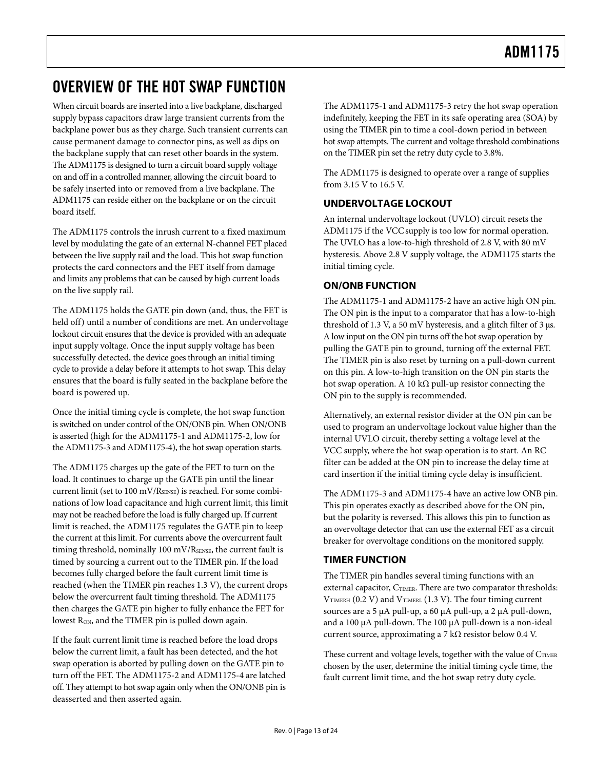# OVERVIEW OF THE HOT SWAP FUNCTION

When circuit boards are inserted into a live backplane, discharged supply bypass capacitors draw large transient currents from the backplane power bus as they charge. Such transient currents can cause permanent damage to connector pins, as well as dips on the backplane supply that can reset other boards in the system. The ADM1175 is designed to turn a circuit board supply voltage on and off in a controlled manner, allowing the circuit board to be safely inserted into or removed from a live backplane. The ADM1175 can reside either on the backplane or on the circuit board itself.

The ADM1175 controls the inrush current to a fixed maximum level by modulating the gate of an external N-channel FET placed between the live supply rail and the load. This hot swap function protects the card connectors and the FET itself from damage and limits any problems that can be caused by high current loads on the live supply rail.

The ADM1175 holds the GATE pin down (and, thus, the FET is held off) until a number of conditions are met. An undervoltage lockout circuit ensures that the device is provided with an adequate input supply voltage. Once the input supply voltage has been successfully detected, the device goes through an initial timing cycle to provide a delay before it attempts to hot swap. This delay ensures that the board is fully seated in the backplane before the board is powered up.

Once the initial timing cycle is complete, the hot swap function is switched on under control of the ON/ONB pin. When ON/ONB is asserted (high for the ADM1175-1 and ADM1175-2, low for the ADM1175-3 and ADM1175-4), the hot swap operation starts.

The ADM1175 charges up the gate of the FET to turn on the load. It continues to charge up the GATE pin until the linear current limit (set to 100 mV/$R_{SENSE}$) is reached. For some combinations of low load capacitance and high current limit, this limit may not be reached before the load is fully charged up. If current limit is reached, the ADM1175 regulates the GATE pin to keep the current at this limit. For currents above the overcurrent fault timing threshold, nominally 100 mV/$R_{SENSE}$, the current fault is timed by sourcing a current out to the TIMER pin. If the load becomes fully charged before the fault current limit time is reached (when the TIMER pin reaches 1.3 V), the current drops below the overcurrent fault timing threshold. The ADM1175 then charges the GATE pin higher to fully enhance the FET for lowest $R_{ON}$, and the TIMER pin is pulled down again.

If the fault current limit time is reached before the load drops below the current limit, a fault has been detected, and the hot swap operation is aborted by pulling down on the GATE pin to turn off the FET. The ADM1175-2 and ADM1175-4 are latched off. They attempt to hot swap again only when the ON/ONB pin is deasserted and then asserted again.

The ADM1175-1 and ADM1175-3 retry the hot swap operation indefinitely, keeping the FET in its safe operating area (SOA) by using the TIMER pin to time a cool-down period in between hot swap attempts. The current and voltage threshold combinations on the TIMER pin set the retry duty cycle to 3.8%.

The ADM1175 is designed to operate over a range of supplies from 3.15 V to 16.5 V.

## UNDERVOLTAGE LOCKOUT

An internal undervoltage lockout (UVLO) circuit resets the ADM1175 if the VCC supply is too low for normal operation. The UVLO has a low-to-high threshold of 2.8 V, with 80 mV hysteresis. Above 2.8 V supply voltage, the ADM1175 starts the initial timing cycle.

## ON/ONB FUNCTION

The ADM1175-1 and ADM1175-2 have an active high ON pin. The ON pin is the input to a comparator that has a low-to-high threshold of 1.3 V, a 50 mV hysteresis, and a glitch filter of 3 µs. A low input on the ON pin turns off the hot swap operation by pulling the GATE pin to ground, turning off the external FET. The TIMER pin is also reset by turning on a pull-down current on this pin. A low-to-high transition on the ON pin starts the hot swap operation. A 10 kΩ pull-up resistor connecting the ON pin to the supply is recommended.

Alternatively, an external resistor divider at the ON pin can be used to program an undervoltage lockout value higher than the internal UVLO circuit, thereby setting a voltage level at the VCC supply, where the hot swap operation is to start. An RC filter can be added at the ON pin to increase the delay time at card insertion if the initial timing cycle delay is insufficient.

The ADM1175-3 and ADM1175-4 have an active low ONB pin. This pin operates exactly as described above for the ON pin, but the polarity is reversed. This allows this pin to function as an overvoltage detector that can use the external FET as a circuit breaker for overvoltage conditions on the monitored supply.

## TIMER FUNCTION

The TIMER pin handles several timing functions with an external capacitor, $C_{TIMER}$. There are two comparator thresholds: $V_{TIMERH}$ (0.2 V) and $V_{TIMERL}$ (1.3 V). The four timing current sources are a 5 µA pull-up, a 60 µA pull-up, a 2 µA pull-down, and a 100 µA pull-down. The 100 µA pull-down is a non-ideal current source, approximating a 7 kΩ resistor below 0.4 V.

These current and voltage levels, together with the value of $C_{TIMER}$ chosen by the user, determine the initial timing cycle time, the fault current limit time, and the hot swap retry duty cycle.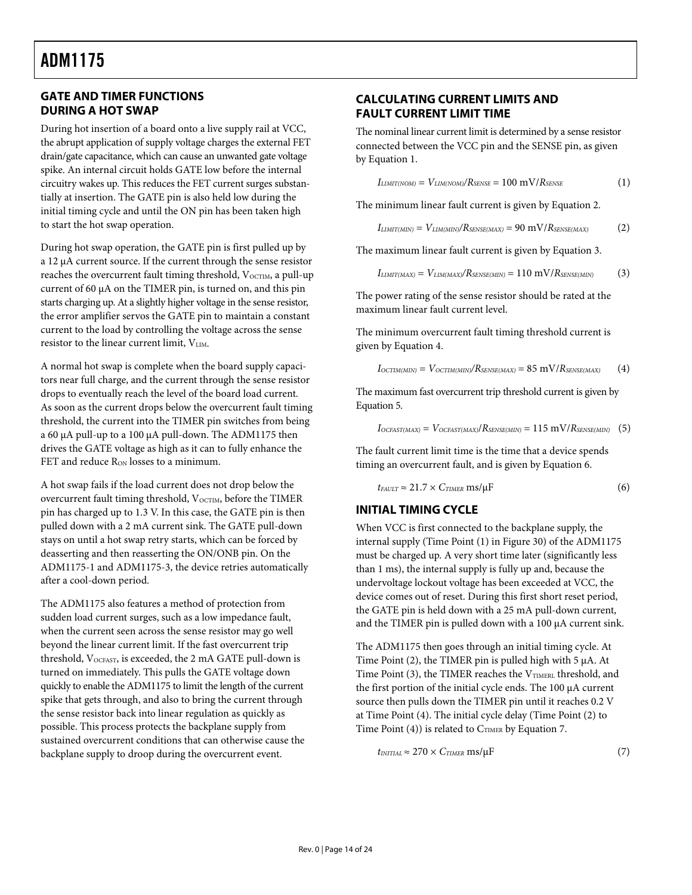## GATE AND TIMER FUNCTIONS DURING A HOT SWAP

During hot insertion of a board onto a live supply rail at VCC, the abrupt application of supply voltage charges the external FET drain/gate capacitance, which can cause an unwanted gate voltage spike. An internal circuit holds GATE low before the internal circuitry wakes up. This reduces the FET current surges substantially at insertion. The GATE pin is also held low during the initial timing cycle and until the ON pin has been taken high to start the hot swap operation.

During hot swap operation, the GATE pin is first pulled up by a 12 μA current source. If the current through the sense resistor reaches the overcurrent fault timing threshold, $V_{OCTIM}$, a pull-up current of 60 μA on the TIMER pin, is turned on, and this pin starts charging up. At a slightly higher voltage in the sense resistor, the error amplifier servos the GATE pin to maintain a constant current to the load by controlling the voltage across the sense resistor to the linear current limit, $V_{LIM}$.

A normal hot swap is complete when the board supply capacitors near full charge, and the current through the sense resistor drops to eventually reach the level of the board load current. As soon as the current drops below the overcurrent fault timing threshold, the current into the TIMER pin switches from being a 60 μA pull-up to a 100 μA pull-down. The ADM1175 then drives the GATE voltage as high as it can to fully enhance the FET and reduce $R_{ON}$ losses to a minimum.

A hot swap fails if the load current does not drop below the overcurrent fault timing threshold, $V_{OCTIM}$, before the TIMER pin has charged up to 1.3 V. In this case, the GATE pin is then pulled down with a 2 mA current sink. The GATE pull-down stays on until a hot swap retry starts, which can be forced by deasserting and then reasserting the ON/ONB pin. On the ADM1175-1 and ADM1175-3, the device retries automatically after a cool-down period.

The ADM1175 also features a method of protection from sudden load current surges, such as a low impedance fault, when the current seen across the sense resistor may go well beyond the linear current limit. If the fast overcurrent trip threshold, $V_{OCFAST}$, is exceeded, the 2 mA GATE pull-down is turned on immediately. This pulls the GATE voltage down quickly to enable the ADM1175 to limit the length of the current spike that gets through, and also to bring the current through the sense resistor back into linear regulation as quickly as possible. This process protects the backplane supply from sustained overcurrent conditions that can otherwise cause the backplane supply to droop during the overcurrent event.

## CALCULATING CURRENT LIMITS AND FAULT CURRENT LIMIT TIME

The nominal linear current limit is determined by a sense resistor connected between the VCC pin and the SENSE pin, as given by Equation 1.

$$I_{LIMIT(NOM)} = V_{LIM(NOM)}/R_{SENSE} = 100 \text{ mV}/R_{SENSE} \quad (1)$$

The minimum linear fault current is given by Equation 2.

$$I_{LIMIT(MIN)} = V_{LIM(MIN)}/R_{SENSE(MAX)} = 90 \text{ mV}/R_{SENSE(MAX)} \quad (2)$$

The maximum linear fault current is given by Equation 3.

$$I_{LIMIT(MAX)} = V_{LIM(MAX)}/R_{SENSE(MIN)} = 110 \text{ mV}/R_{SENSE(MIN)} \quad (3)$$

The power rating of the sense resistor should be rated at the maximum linear fault current level.

The minimum overcurrent fault timing threshold current is given by Equation 4.

$$I_{OCTIM(MIN)} = V_{OCTIM(MIN)}/R_{SENSE(MAX)} = 85 \text{ mV}/R_{SENSE(MAX)} \quad (4)$$

The maximum fast overcurrent trip threshold current is given by Equation 5.

$$I_{OCFAST(MAX)} = V_{OCFAST(MAX)}/R_{SENSE(MIN)} = 115 \text{ mV}/R_{SENSE(MIN)} \quad (5)$$

The fault current limit time is the time that a device spends timing an overcurrent fault, and is given by Equation 6.

$$t_{FAULT} \approx 21.7 \times C_{TIMER} \text{ ms/μF} \quad (6)$$

## INITIAL TIMING CYCLE

When VCC is first connected to the backplane supply, the internal supply (Time Point (1) in Figure 30) of the ADM1175 must be charged up. A very short time later (significantly less than 1 ms), the internal supply is fully up and, because the undervoltage lockout voltage has been exceeded at VCC, the device comes out of reset. During this first short reset period, the GATE pin is held down with a 25 mA pull-down current, and the TIMER pin is pulled down with a 100 μA current sink.

The ADM1175 then goes through an initial timing cycle. At Time Point (2), the TIMER pin is pulled high with 5 μA. At Time Point (3), the TIMER reaches the $V_{TIMERL}$ threshold, and the first portion of the initial cycle ends. The 100 μA current source then pulls down the TIMER pin until it reaches 0.2 V at Time Point (4). The initial cycle delay (Time Point (2) to Time Point (4)) is related to $C_{TIMER}$ by Equation 7.

$$t_{INITIAL} \approx 270 \times C_{TIMER} \text{ ms/μF} \quad (7)$$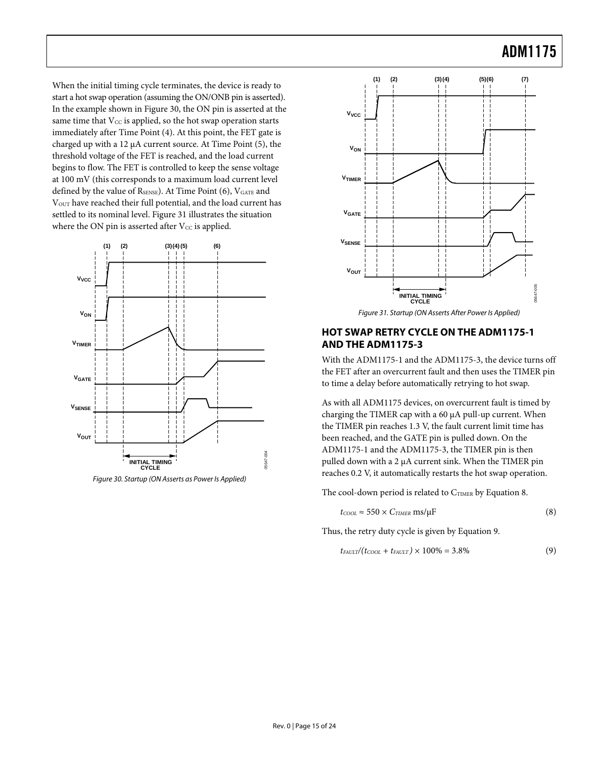When the initial timing cycle terminates, the device is ready to start a hot swap operation (assuming the ON/ONB pin is asserted). In the example shown in Figure 30, the ON pin is asserted at the same time that $V_{CC}$ is applied, so the hot swap operation starts immediately after Time Point (4). At this point, the FET gate is charged up with a 12 µA current source. At Time Point (5), the threshold voltage of the FET is reached, and the load current begins to flow. The FET is controlled to keep the sense voltage at 100 mV (this corresponds to a maximum load current level defined by the value of $R_{SENSE}$). At Time Point (6), $V_{GATE}$ and $V_{OUT}$ have reached their full potential, and the load current has settled to its nominal level. Figure 31 illustrates the situation where the ON pin is asserted after $V_{CC}$ is applied.

*Figure 30. Startup (ON Asserts as Power Is Applied)*

*Figure 31. Startup (ON Asserts After Power Is Applied)*

## HOT SWAP RETRY CYCLE ON THE ADM1175-1 AND THE ADM1175-3

With the ADM1175-1 and the ADM1175-3, the device turns off the FET after an overcurrent fault and then uses the TIMER pin to time a delay before automatically retrying to hot swap.

As with all ADM1175 devices, on overcurrent fault is timed by charging the TIMER cap with a 60 µA pull-up current. When the TIMER pin reaches 1.3 V, the fault current limit time has been reached, and the GATE pin is pulled down. On the ADM1175-1 and the ADM1175-3, the TIMER pin is then pulled down with a 2 µA current sink. When the TIMER pin reaches 0.2 V, it automatically restarts the hot swap operation.

The cool-down period is related to $C_{TIMER}$ by Equation 8.

$$t_{COOL} \approx 550 \times C_{TIMER} \text{ ms/µF} \tag{8}$$

Thus, the retry duty cycle is given by Equation 9.

$$t_{FAULT}/(t_{COOL} + t_{FAULT}) \times 100\% = 3.8\% \tag{9}$$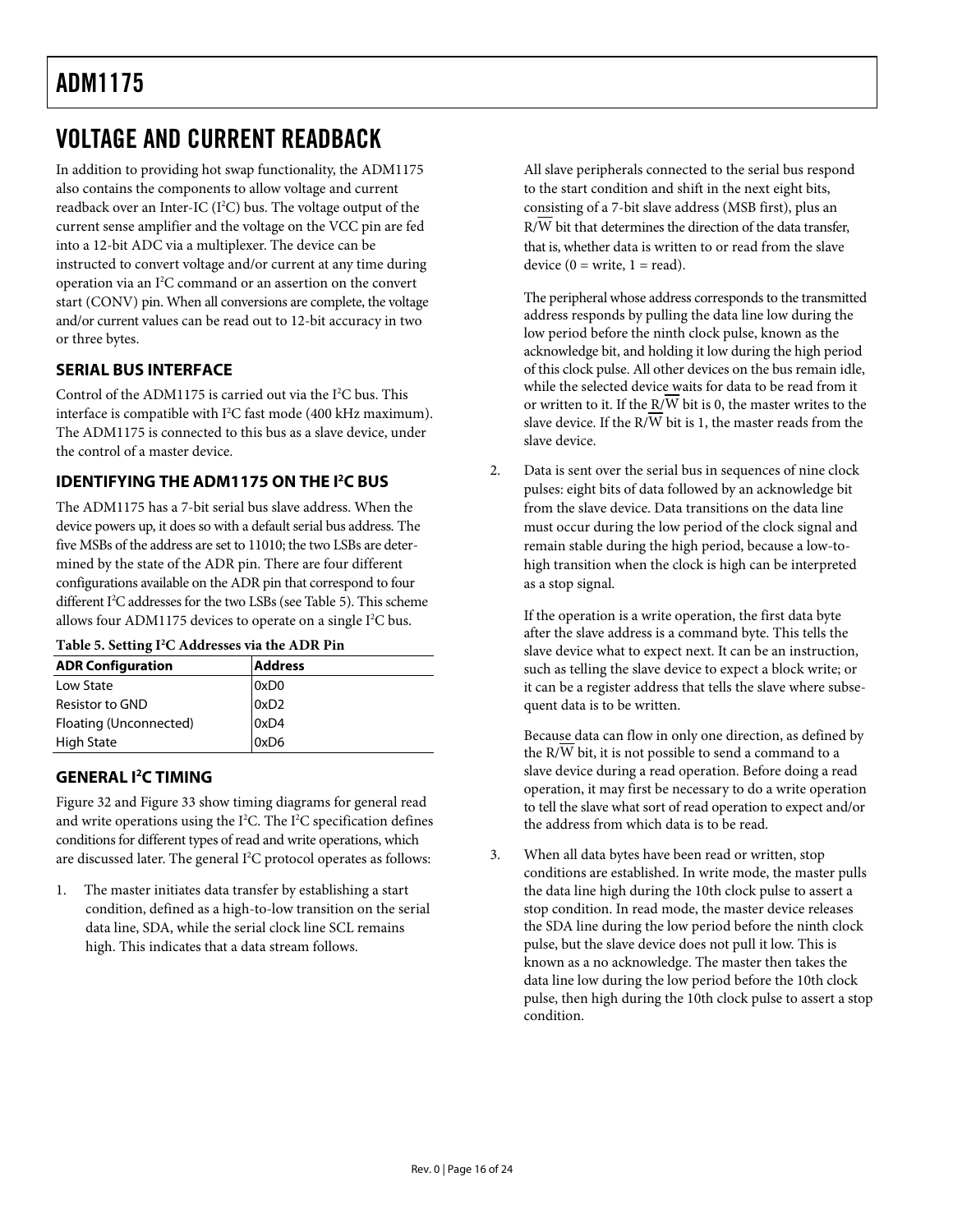# VOLTAGE AND CURRENT READBACK

In addition to providing hot swap functionality, the ADM1175 also contains the components to allow voltage and current readback over an Inter-IC ($I^2C$) bus. The voltage output of the current sense amplifier and the voltage on the VCC pin are fed into a 12-bit ADC via a multiplexer. The device can be instructed to convert voltage and/or current at any time during operation via an $I^2C$ command or an assertion on the convert start (CONV) pin. When all conversions are complete, the voltage and/or current values can be read out to 12-bit accuracy in two or three bytes.

## SERIAL BUS INTERFACE

Control of the ADM1175 is carried out via the $I^2C$ bus. This interface is compatible with $I^2C$ fast mode (400 kHz maximum). The ADM1175 is connected to this bus as a slave device, under the control of a master device.

## IDENTIFYING THE ADM1175 ON THE $I^2C$ BUS

The ADM1175 has a 7-bit serial bus slave address. When the device powers up, it does so with a default serial bus address. The five MSBs of the address are set to 11010; the two LSBs are determined by the state of the ADR pin. There are four different configurations available on the ADR pin that correspond to four different $I^2C$ addresses for the two LSBs (see Table 5). This scheme allows four ADM1175 devices to operate on a single $I^2C$ bus.

**Table 5. Setting $I^2C$ Addresses via the ADR Pin**

| ADR Configuration | Address |
|---|---|
| Low State | 0xD0 |
| Resistor to GND | 0xD2 |
| Floating (Unconnected) | 0xD4 |
| High State | 0xD6 |

## GENERAL $I^2C$ TIMING

Figure 32 and Figure 33 show timing diagrams for general read and write operations using the $I^2C$. The $I^2C$ specification defines conditions for different types of read and write operations, which are discussed later. The general $I^2C$ protocol operates as follows:

1. The master initiates data transfer by establishing a start condition, defined as a high-to-low transition on the serial data line, SDA, while the serial clock line SCL remains high. This indicates that a data stream follows.

   All slave peripherals connected to the serial bus respond to the start condition and shift in the next eight bits, consisting of a 7-bit slave address (MSB first), plus an $R/\overline{W}$ bit that determines the direction of the data transfer, that is, whether data is written to or read from the slave device (0 = write, 1 = read).

   The peripheral whose address corresponds to the transmitted address responds by pulling the data line low during the low period before the ninth clock pulse, known as the acknowledge bit, and holding it low during the high period of this clock pulse. All other devices on the bus remain idle, while the selected device waits for data to be read from it or written to it. If the $R/\overline{W}$ bit is 0, the master writes to the slave device. If the $R/\overline{W}$ bit is 1, the master reads from the slave device.

2. Data is sent over the serial bus in sequences of nine clock pulses: eight bits of data followed by an acknowledge bit from the slave device. Data transitions on the data line must occur during the low period of the clock signal and remain stable during the high period, because a low-to-high transition when the clock is high can be interpreted as a stop signal.

   If the operation is a write operation, the first data byte after the slave address is a command byte. This tells the slave device what to expect next. It can be an instruction, such as telling the slave device to expect a block write; or it can be a register address that tells the slave where subsequent data is to be written.

   Because data can flow in only one direction, as defined by the $R/\overline{W}$ bit, it is not possible to send a command to a slave device during a read operation. Before doing a read operation, it may first be necessary to do a write operation to tell the slave what sort of read operation to expect and/or the address from which data is to be read.

3. When all data bytes have been read or written, stop conditions are established. In write mode, the master pulls the data line high during the 10th clock pulse to assert a stop condition. In read mode, the master device releases the SDA line during the low period before the ninth clock pulse, but the slave device does not pull it low. This is known as a no acknowledge. The master then takes the data line low during the low period before the 10th clock pulse, then high during the 10th clock pulse to assert a stop condition.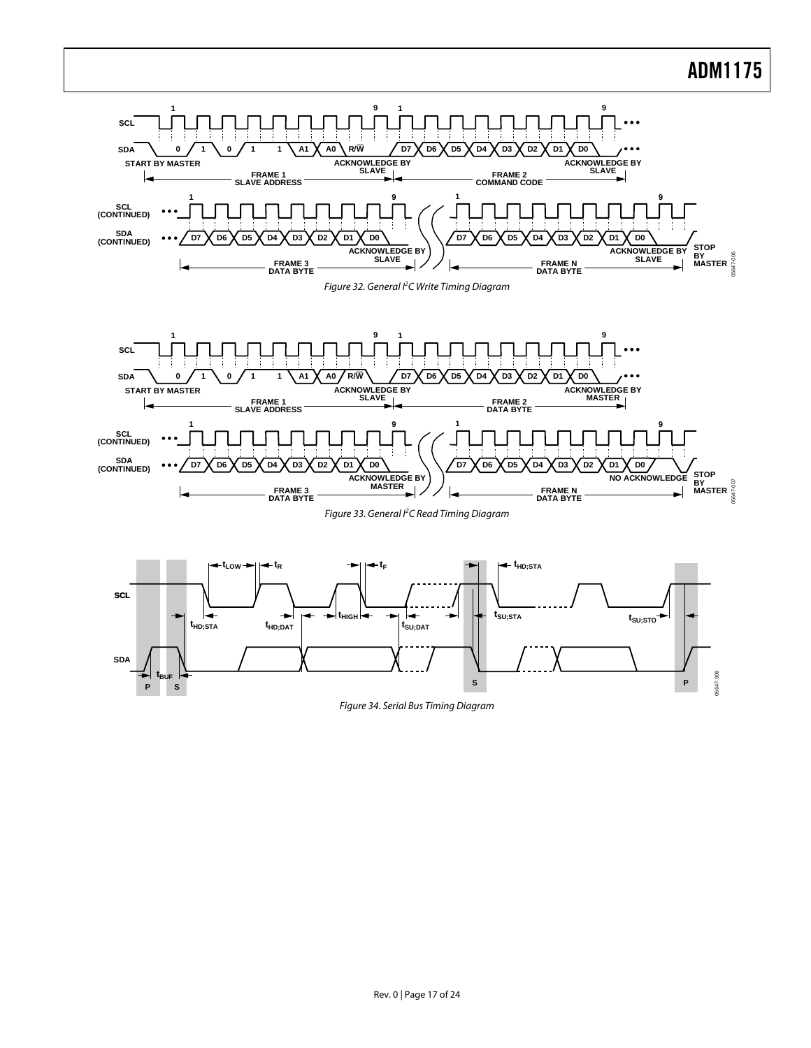Figure 32. General I²C Write Timing Diagram

Figure 33. General I²C Read Timing Diagram

Figure 34. Serial Bus Timing Diagram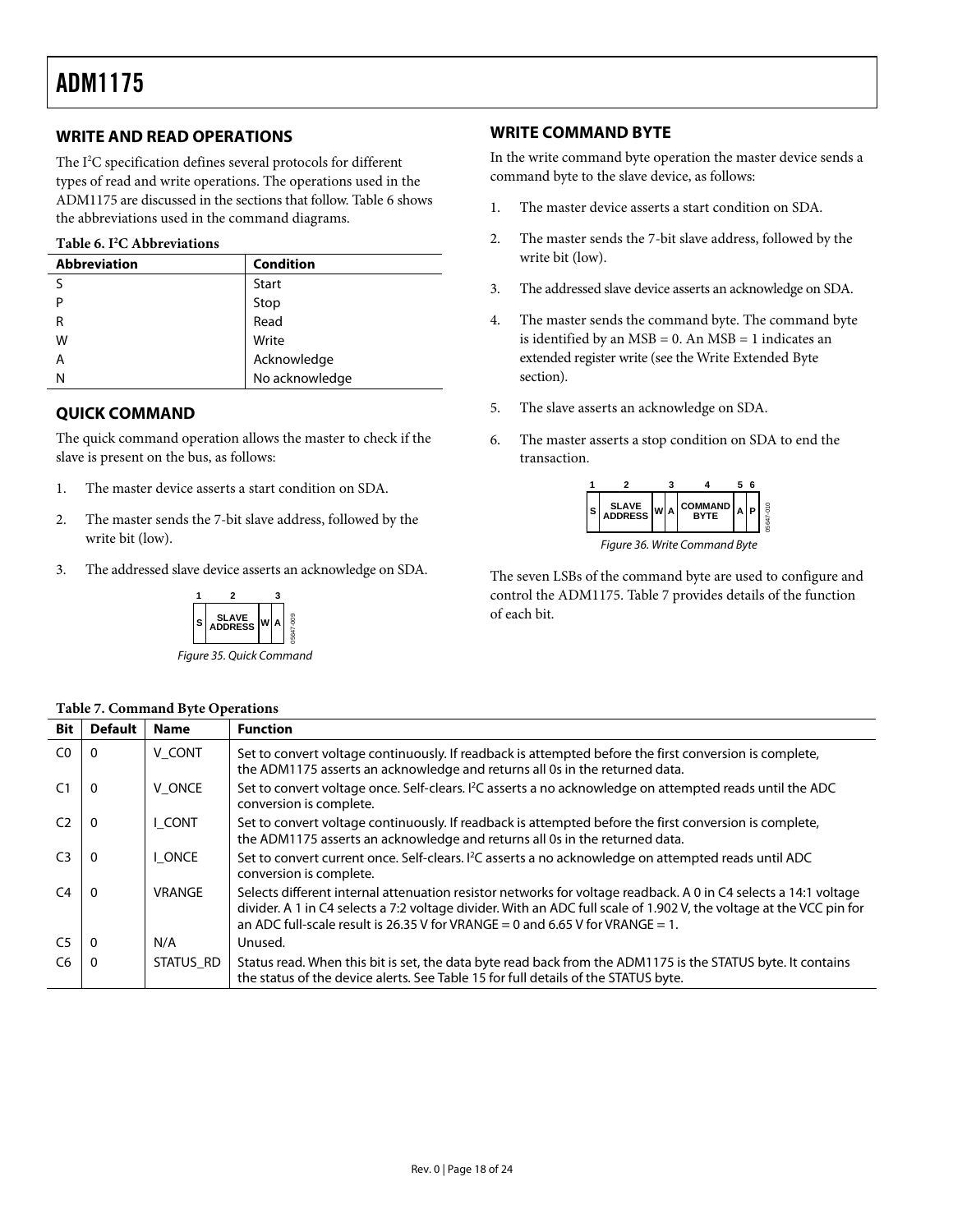## WRITE AND READ OPERATIONS

The I²C specification defines several protocols for different types of read and write operations. The operations used in the ADM1175 are discussed in the sections that follow. Table 6 shows the abbreviations used in the command diagrams.

**Table 6. I²C Abbreviations**

| Abbreviation | Condition |
|---|---|
| S | Start |
| P | Stop |
| R | Read |
| W | Write |
| A | Acknowledge |
| N | No acknowledge |

## QUICK COMMAND

The quick command operation allows the master to check if the slave is present on the bus, as follows:

1. The master device asserts a start condition on SDA.
2. The master sends the 7-bit slave address, followed by the write bit (low).
3. The addressed slave device asserts an acknowledge on SDA.

| 1 | 2 | | 3 |
|---|---|---|---|
| S | SLAVE ADDRESS | W | A |

*Figure 35. Quick Command*

## WRITE COMMAND BYTE

In the write command byte operation the master device sends a command byte to the slave device, as follows:

1. The master device asserts a start condition on SDA.
2. The master sends the 7-bit slave address, followed by the write bit (low).
3. The addressed slave device asserts an acknowledge on SDA.
4. The master sends the command byte. The command byte is identified by an MSB = 0. An MSB = 1 indicates an extended register write (see the Write Extended Byte section).
5. The slave asserts an acknowledge on SDA.
6. The master asserts a stop condition on SDA to end the transaction.

| 1 | 2 | | 3 | 4 | 5 | 6 |
|---|---|---|---|---|---|---|
| S | SLAVE ADDRESS | W | A | COMMAND BYTE | A | P |

*Figure 36. Write Command Byte*

The seven LSBs of the command byte are used to configure and control the ADM1175. Table 7 provides details of the function of each bit.

**Table 7. Command Byte Operations**

| Bit | Default | Name | Function |
|---|---|---|---|
| C0 | 0 | V_CONT | Set to convert voltage continuously. If readback is attempted before the first conversion is complete, the ADM1175 asserts an acknowledge and returns all 0s in the returned data. |
| C1 | 0 | V_ONCE | Set to convert voltage once. Self-clears. I²C asserts a no acknowledge on attempted reads until the ADC conversion is complete. |
| C2 | 0 | I_CONT | Set to convert voltage continuously. If readback is attempted before the first conversion is complete, the ADM1175 asserts an acknowledge and returns all 0s in the returned data. |
| C3 | 0 | I_ONCE | Set to convert current once. Self-clears. I²C asserts a no acknowledge on attempted reads until ADC conversion is complete. |
| C4 | 0 | VRANGE | Selects different internal attenuation resistor networks for voltage readback. A 0 in C4 selects a 14:1 voltage divider. A 1 in C4 selects a 7:2 voltage divider. With an ADC full scale of 1.902 V, the voltage at the VCC pin for an ADC full-scale result is 26.35 V for VRANGE = 0 and 6.65 V for VRANGE = 1. |
| C5 | 0 | N/A | Unused. |
| C6 | 0 | STATUS_RD | Status read. When this bit is set, the data byte read back from the ADM1175 is the STATUS byte. It contains the status of the device alerts. See Table 15 for full details of the STATUS byte. |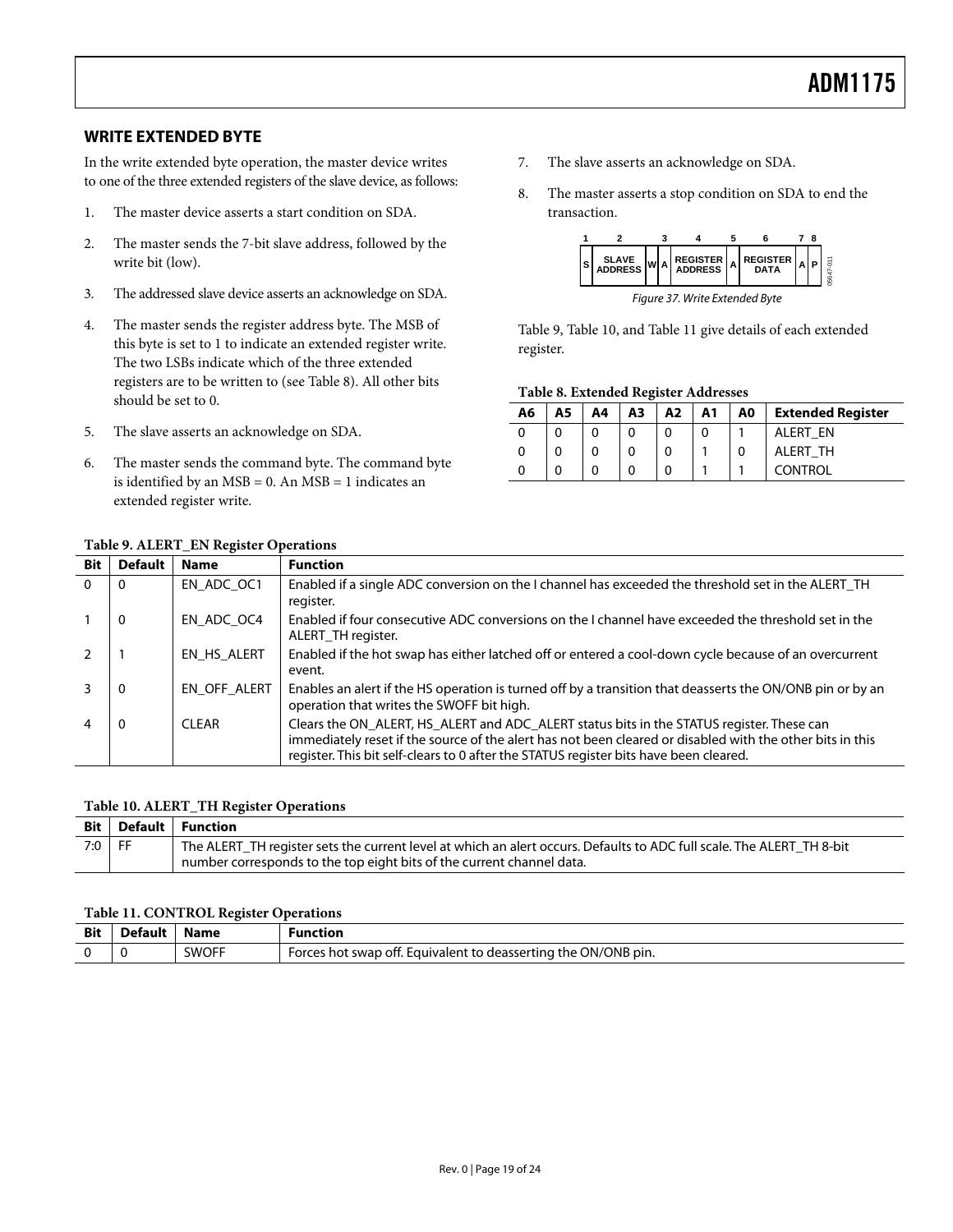## WRITE EXTENDED BYTE

In the write extended byte operation, the master device writes to one of the three extended registers of the slave device, as follows:

1. The master device asserts a start condition on SDA.
2. The master sends the 7-bit slave address, followed by the write bit (low).
3. The addressed slave device asserts an acknowledge on SDA.
4. The master sends the register address byte. The MSB of this byte is set to 1 to indicate an extended register write. The two LSBs indicate which of the three extended registers are to be written to (see Table 8). All other bits should be set to 0.
5. The slave asserts an acknowledge on SDA.
6. The master sends the command byte. The command byte is identified by an MSB = 0. An MSB = 1 indicates an extended register write.
7. The slave asserts an acknowledge on SDA.
8. The master asserts a stop condition on SDA to end the transaction.

| 1 | 2 | 3 | | 4 | 5 | 6 | 7 | 8 |
|---|---|---|---|---|---|---|---|---|
| S | SLAVE ADDRESS | W | A | REGISTER ADDRESS | A | REGISTER DATA | A | P |

Figure 37. Write Extended Byte

Table 9, Table 10, and Table 11 give details of each extended register.

**Table 8. Extended Register Addresses**

| A6 | A5 | A4 | A3 | A2 | A1 | A0 | Extended Register |
|---|---|---|---|---|---|---|---|
| 0 | 0 | 0 | 0 | 0 | 0 | 1 | ALERT_EN |
| 0 | 0 | 0 | 0 | 0 | 1 | 0 | ALERT_TH |
| 0 | 0 | 0 | 0 | 0 | 1 | 1 | CONTROL |

**Table 9. ALERT_EN Register Operations**

| Bit | Default | Name | Function |
|---|---|---|---|
| 0 | 0 | EN_ADC_OC1 | Enabled if a single ADC conversion on the I channel has exceeded the threshold set in the ALERT_TH register. |
| 1 | 0 | EN_ADC_OC4 | Enabled if four consecutive ADC conversions on the I channel have exceeded the threshold set in the ALERT_TH register. |
| 2 | 1 | EN_HS_ALERT | Enabled if the hot swap has either latched off or entered a cool-down cycle because of an overcurrent event. |
| 3 | 0 | EN_OFF_ALERT | Enables an alert if the HS operation is turned off by a transition that deasserts the ON/ONB pin or by an operation that writes the SWOFF bit high. |
| 4 | 0 | CLEAR | Clears the ON_ALERT, HS_ALERT and ADC_ALERT status bits in the STATUS register. These can immediately reset if the source of the alert has not been cleared or disabled with the other bits in this register. This bit self-clears to 0 after the STATUS register bits have been cleared. |

**Table 10. ALERT_TH Register Operations**

| Bit | Default | Function |
|---|---|---|
| 7:0 | FF | The ALERT_TH register sets the current level at which an alert occurs. Defaults to ADC full scale. The ALERT_TH 8-bit number corresponds to the top eight bits of the current channel data. |

**Table 11. CONTROL Register Operations**

| Bit | Default | Name | Function |
|---|---|---|---|
| 0 | 0 | SWOFF | Forces hot swap off. Equivalent to deasserting the ON/ONB pin. |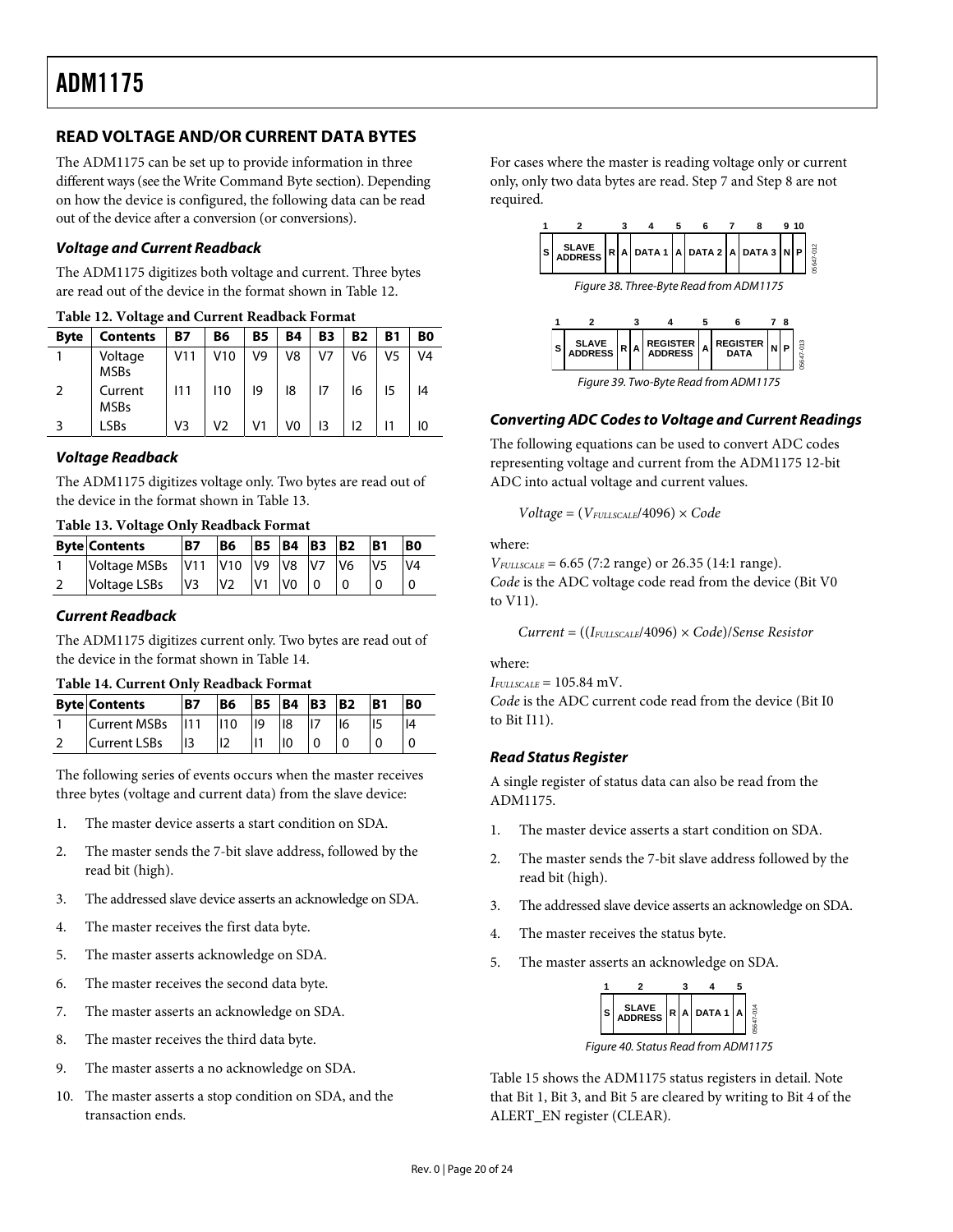## READ VOLTAGE AND/OR CURRENT DATA BYTES

The ADM1175 can be set up to provide information in three different ways (see the Write Command Byte section). Depending on how the device is configured, the following data can be read out of the device after a conversion (or conversions).

### *Voltage and Current Readback*

The ADM1175 digitizes both voltage and current. Three bytes are read out of the device in the format shown in Table 12.

**Table 12. Voltage and Current Readback Format**

| Byte | Contents | B7 | B6 | B5 | B4 | B3 | B2 | B1 | B0 |
|---|---|---|---|---|---|---|---|---|---|
| 1 | Voltage MSBs | V11 | V10 | V9 | V8 | V7 | V6 | V5 | V4 |
| 2 | Current MSBs | I11 | I10 | I9 | I8 | I7 | I6 | I5 | I4 |
| 3 | LSBs | V3 | V2 | V1 | V0 | I3 | I2 | I1 | I0 |

### *Voltage Readback*

The ADM1175 digitizes voltage only. Two bytes are read out of the device in the format shown in Table 13.

**Table 13. Voltage Only Readback Format**

| Byte | Contents | B7 | B6 | B5 | B4 | B3 | B2 | B1 | B0 |
|---|---|---|---|---|---|---|---|---|---|
| 1 | Voltage MSBs | V11 | V10 | V9 | V8 | V7 | V6 | V5 | V4 |
| 2 | Voltage LSBs | V3 | V2 | V1 | V0 | 0 | 0 | 0 | 0 |

### *Current Readback*

The ADM1175 digitizes current only. Two bytes are read out of the device in the format shown in Table 14.

**Table 14. Current Only Readback Format**

| Byte | Contents | B7 | B6 | B5 | B4 | B3 | B2 | B1 | B0 |
|---|---|---|---|---|---|---|---|---|---|
| 1 | Current MSBs | I11 | I10 | I9 | I8 | I7 | I6 | I5 | I4 |
| 2 | Current LSBs | I3 | I2 | I1 | I0 | 0 | 0 | 0 | 0 |

The following series of events occurs when the master receives three bytes (voltage and current data) from the slave device:

1. The master device asserts a start condition on SDA.
2. The master sends the 7-bit slave address, followed by the read bit (high).
3. The addressed slave device asserts an acknowledge on SDA.
4. The master receives the first data byte.
5. The master asserts acknowledge on SDA.
6. The master receives the second data byte.
7. The master asserts an acknowledge on SDA.
8. The master receives the third data byte.
9. The master asserts a no acknowledge on SDA.
10. The master asserts a stop condition on SDA, and the transaction ends.

For cases where the master is reading voltage only or current only, only two data bytes are read. Step 7 and Step 8 are not required.

| 1 | 2 | 3 | | 4 | 5 | 6 | 7 | 8 | 9 | 10 |
|---|---|---|---|---|---|---|---|---|---|---|
| S | SLAVE ADDRESS | R | A | DATA 1 | A | DATA 2 | A | DATA 3 | N | P |

Figure 38. Three-Byte Read from ADM1175

| 1 | 2 | 3 | | 4 | 5 | 6 | 7 | 8 |
|---|---|---|---|---|---|---|---|---|
| S | SLAVE ADDRESS | R | A | REGISTER ADDRESS | A | REGISTER DATA | N | P |

Figure 39. Two-Byte Read from ADM1175

### *Converting ADC Codes to Voltage and Current Readings*

The following equations can be used to convert ADC codes representing voltage and current from the ADM1175 12-bit ADC into actual voltage and current values.

$$Voltage = (V_{FULLSCALE}/4096) \times Code$$

where:
$V_{FULLSCALE}$ = 6.65 (7:2 range) or 26.35 (14:1 range).
*Code* is the ADC voltage code read from the device (Bit V0 to V11).

$$Current = ((I_{FULLSCALE}/4096) \times Code)/Sense\ Resistor$$

where:
$I_{FULLSCALE}$ = 105.84 mV.
*Code* is the ADC current code read from the device (Bit I0 to Bit I11).

### *Read Status Register*

A single register of status data can also be read from the ADM1175.

1. The master device asserts a start condition on SDA.
2. The master sends the 7-bit slave address followed by the read bit (high).
3. The addressed slave device asserts an acknowledge on SDA.
4. The master receives the status byte.
5. The master asserts an acknowledge on SDA.

| 1 | 2 | 3 | | 4 | 5 |
|---|---|---|---|---|---|
| S | SLAVE ADDRESS | R | A | DATA 1 | A |

Figure 40. Status Read from ADM1175

Table 15 shows the ADM1175 status registers in detail. Note that Bit 1, Bit 3, and Bit 5 are cleared by writing to Bit 4 of the ALERT_EN register (CLEAR).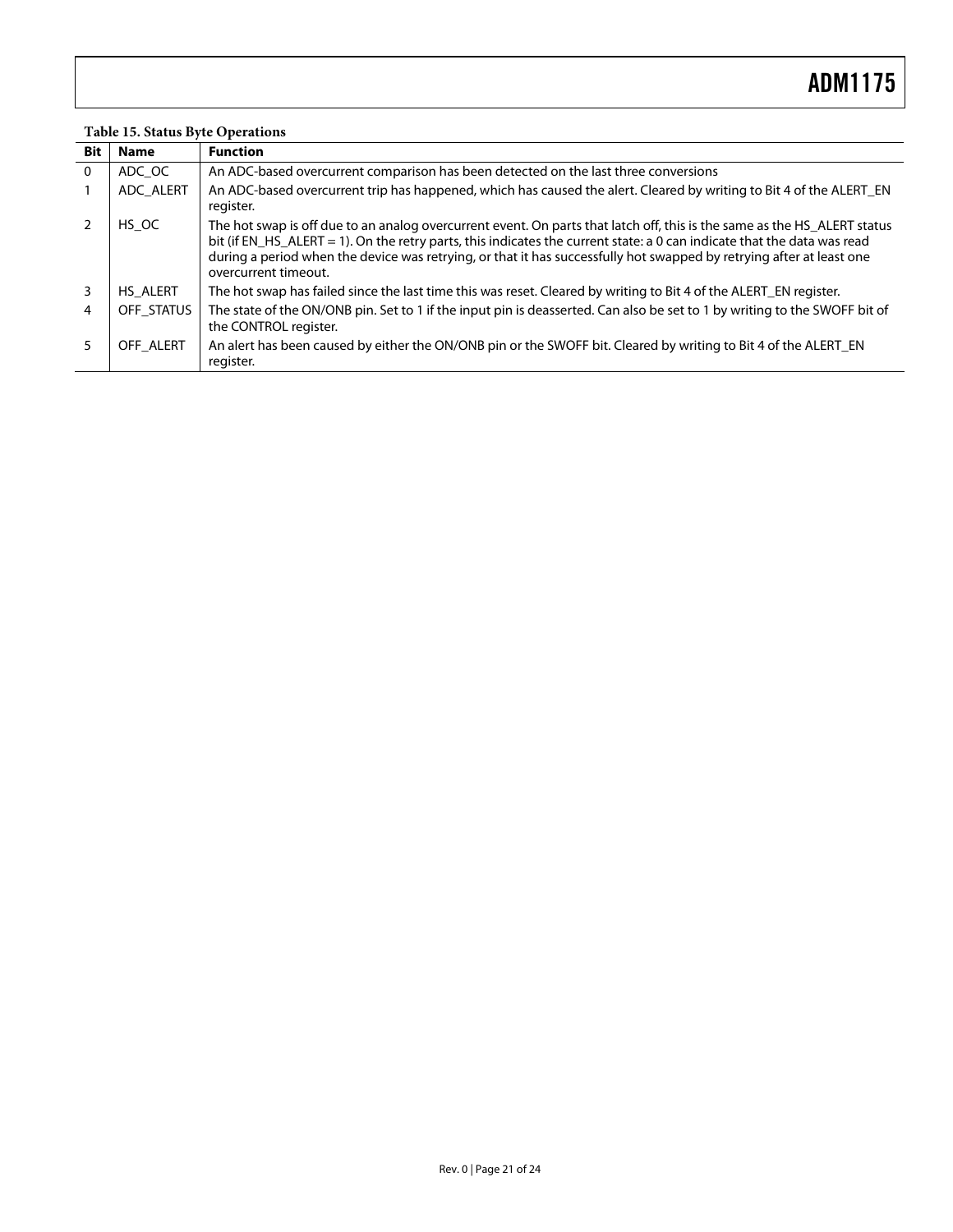**Table 15. Status Byte Operations**

| Bit | Name | Function |
|---|---|---|
| 0 | ADC_OC | An ADC-based overcurrent comparison has been detected on the last three conversions |
| 1 | ADC_ALERT | An ADC-based overcurrent trip has happened, which has caused the alert. Cleared by writing to Bit 4 of the ALERT_EN register. |
| 2 | HS_OC | The hot swap is off due to an analog overcurrent event. On parts that latch off, this is the same as the HS_ALERT status bit (if EN_HS_ALERT = 1). On the retry parts, this indicates the current state: a 0 can indicate that the data was read during a period when the device was retrying, or that it has successfully hot swapped by retrying after at least one overcurrent timeout. |
| 3 | HS_ALERT | The hot swap has failed since the last time this was reset. Cleared by writing to Bit 4 of the ALERT_EN register. |
| 4 | OFF_STATUS | The state of the ON/ONB pin. Set to 1 if the input pin is deasserted. Can also be set to 1 by writing to the SWOFF bit of the CONTROL register. |
| 5 | OFF_ALERT | An alert has been caused by either the ON/ONB pin or the SWOFF bit. Cleared by writing to Bit 4 of the ALERT_EN register. |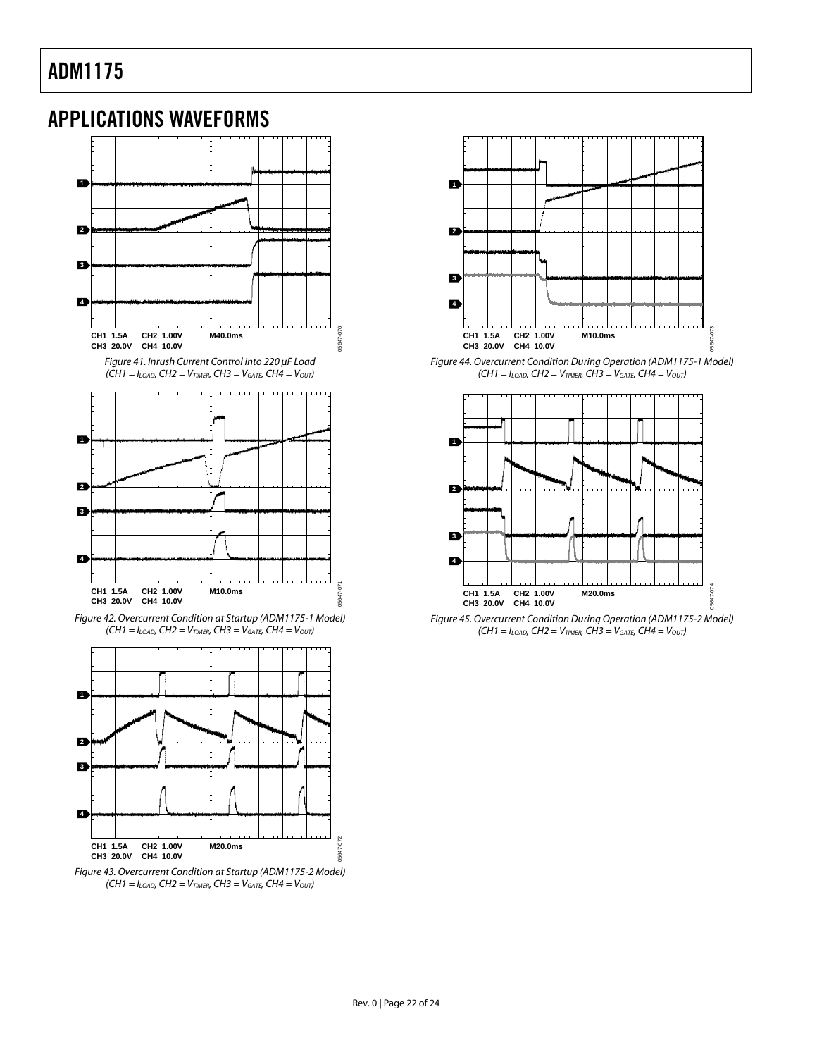## APPLICATIONS WAVEFORMS

CH1 1.5A CH2 1.00V M40.0ms
CH3 20.0V CH4 10.0V

*Figure 41. Inrush Current Control into 220 µF Load ($CH1 = I_{LOAD}$, $CH2 = V_{TIMER}$, $CH3 = V_{GATE}$, $CH4 = V_{OUT}$)*

CH1 1.5A CH2 1.00V M10.0ms
CH3 20.0V CH4 10.0V

*Figure 42. Overcurrent Condition at Startup (ADM1175-1 Model) ($CH1 = I_{LOAD}$, $CH2 = V_{TIMER}$, $CH3 = V_{GATE}$, $CH4 = V_{OUT}$)*

CH1 1.5A CH2 1.00V M20.0ms
CH3 20.0V CH4 10.0V

*Figure 43. Overcurrent Condition at Startup (ADM1175-2 Model) ($CH1 = I_{LOAD}$, $CH2 = V_{TIMER}$, $CH3 = V_{GATE}$, $CH4 = V_{OUT}$)*

CH1 1.5A CH2 1.00V M10.0ms
CH3 20.0V CH4 10.0V

*Figure 44. Overcurrent Condition During Operation (ADM1175-1 Model) ($CH1 = I_{LOAD}$, $CH2 = V_{TIMER}$, $CH3 = V_{GATE}$, $CH4 = V_{OUT}$)*

CH1 1.5A CH2 1.00V M20.0ms
CH3 20.0V CH4 10.0V

*Figure 45. Overcurrent Condition During Operation (ADM1175-2 Model) ($CH1 = I_{LOAD}$, $CH2 = V_{TIMER}$, $CH3 = V_{GATE}$, $CH4 = V_{OUT}$)*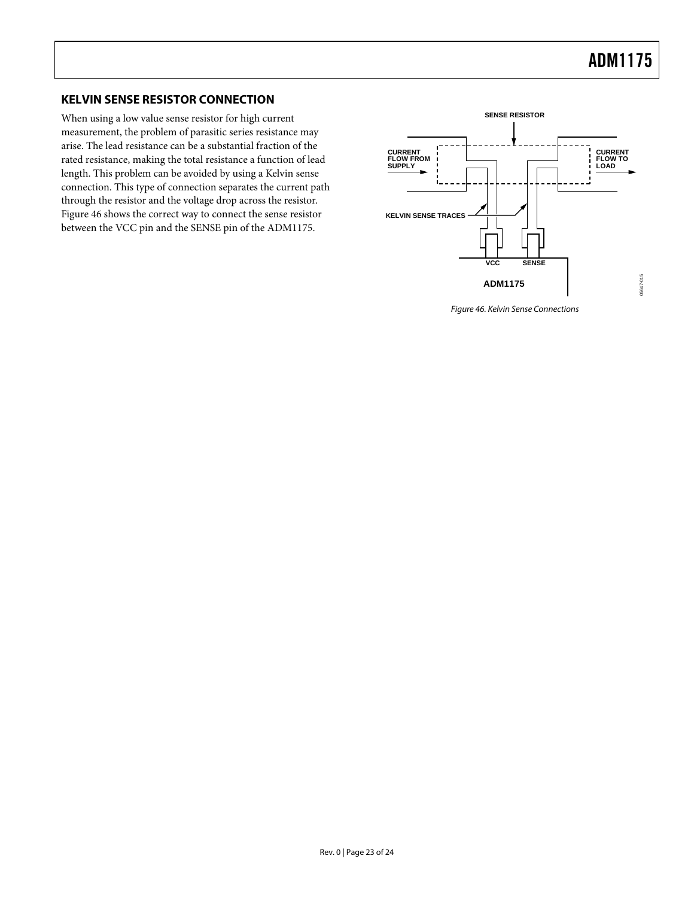## KELVIN SENSE RESISTOR CONNECTION

When using a low value sense resistor for high current measurement, the problem of parasitic series resistance may arise. The lead resistance can be a substantial fraction of the rated resistance, making the total resistance a function of lead length. This problem can be avoided by using a Kelvin sense connection. This type of connection separates the current path through the resistor and the voltage drop across the resistor. Figure 46 shows the correct way to connect the sense resistor between the VCC pin and the SENSE pin of the ADM1175.

*Figure 46. Kelvin Sense Connections*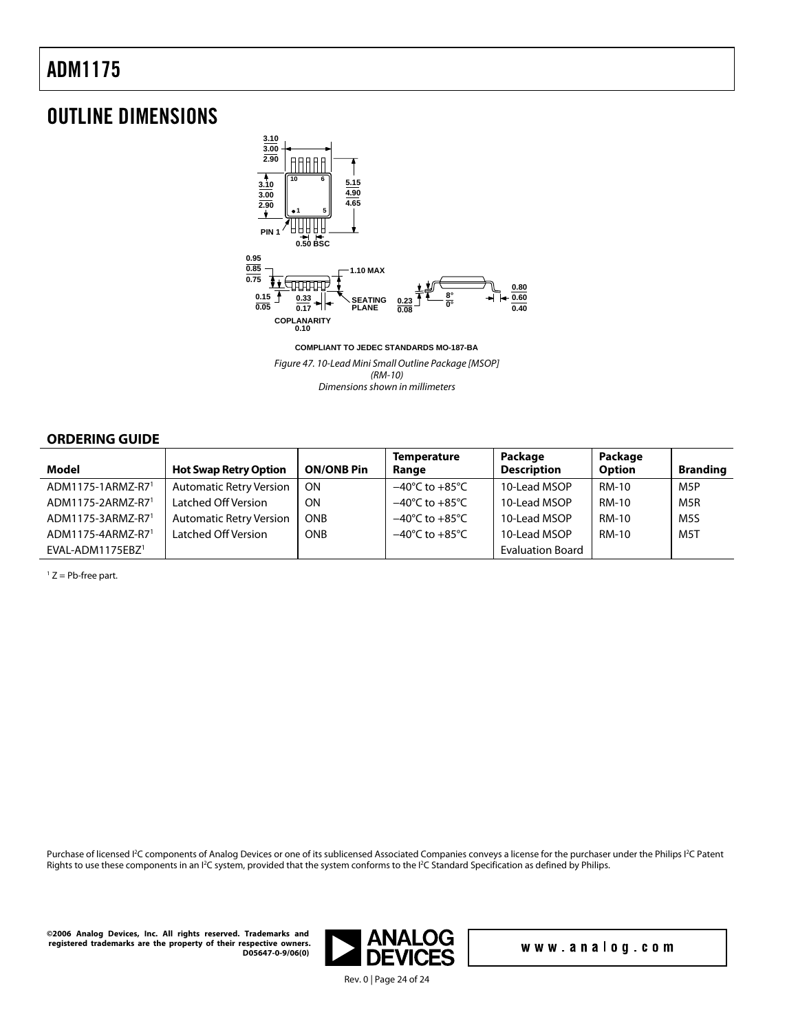# OUTLINE DIMENSIONS

3.10
3.00
2.90

3.10
3.00
2.90

10
6
1
5

5.15
4.90
4.65

PIN 1

0.50 BSC

0.95
0.85
0.75

1.10 MAX

0.15
0.05

0.33
0.17

SEATING PLANE

0.23
0.08

8°
0°

0.80
0.60
0.40

COPLANARITY
0.10

COMPLIANT TO JEDEC STANDARDS MO-187-BA

*Figure 47. 10-Lead Mini Small Outline Package [MSOP] (RM-10) Dimensions shown in millimeters*

## ORDERING GUIDE

| Model | Hot Swap Retry Option | ON/ONB Pin | Temperature Range | Package Description | Package Option | Branding |
|---|---|---|---|---|---|---|
| ADM1175-1ARMZ-R7[1] | Automatic Retry Version | ON | −40°C to +85°C | 10-Lead MSOP | RM-10 | M5P |
| ADM1175-2ARMZ-R7[1] | Latched Off Version | ON | −40°C to +85°C | 10-Lead MSOP | RM-10 | M5R |
| ADM1175-3ARMZ-R7[1] | Automatic Retry Version | ONB | −40°C to +85°C | 10-Lead MSOP | RM-10 | M5S |
| ADM1175-4ARMZ-R7[1] | Latched Off Version | ONB | −40°C to +85°C | 10-Lead MSOP | RM-10 | M5T |
| EVAL-ADM1175EBZ[1] | | | | Evaluation Board | | |

[1] Z = Pb-free part.

Purchase of licensed I$^2$C components of Analog Devices or one of its sublicensed Associated Companies conveys a license for the purchaser under the Philips I$^2$C Patent Rights to use these components in an I$^2$C system, provided that the system conforms to the I$^2$C Standard Specification as defined by Philips.

©2006 Analog Devices, Inc. All rights reserved. Trademarks and registered trademarks are the property of their respective owners. D05647-0-9/06(0)